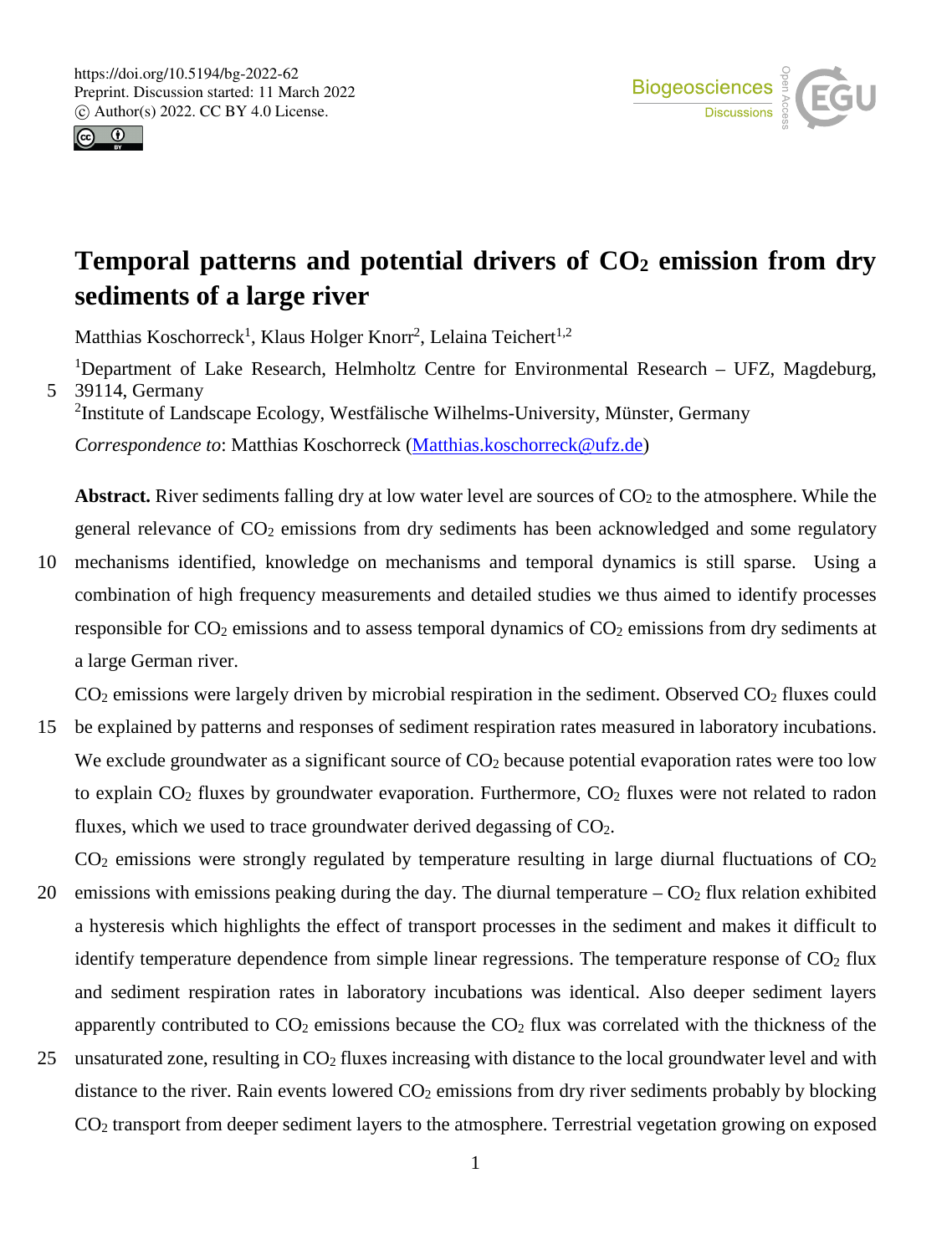# Temporal patterns and potential drivers of $CO_2$ emission from dry sediments of a large river

Matthias Koschorreck[1], Klaus Holger Knorr[2], Lelaina Teichert[1,2]

[1]Department of Lake Research, Helmholtz Centre for Environmental Research – UFZ, Magdeburg, 39114, Germany

[2]Institute of Landscape Ecology, Westfälische Wilhelms-University, Münster, Germany

*Correspondence to*: Matthias Koschorreck (Matthias.koschorreck@ufz.de)

**Abstract.** River sediments falling dry at low water level are sources of $CO_2$ to the atmosphere. While the general relevance of $CO_2$ emissions from dry sediments has been acknowledged and some regulatory mechanisms identified, knowledge on mechanisms and temporal dynamics is still sparse. Using a combination of high frequency measurements and detailed studies we thus aimed to identify processes responsible for $CO_2$ emissions and to assess temporal dynamics of $CO_2$ emissions from dry sediments at a large German river.

$CO_2$ emissions were largely driven by microbial respiration in the sediment. Observed $CO_2$ fluxes could be explained by patterns and responses of sediment respiration rates measured in laboratory incubations. We exclude groundwater as a significant source of $CO_2$ because potential evaporation rates were too low to explain $CO_2$ fluxes by groundwater evaporation. Furthermore, $CO_2$ fluxes were not related to radon fluxes, which we used to trace groundwater derived degassing of $CO_2$.

$CO_2$ emissions were strongly regulated by temperature resulting in large diurnal fluctuations of $CO_2$ emissions with emissions peaking during the day. The diurnal temperature – $CO_2$ flux relation exhibited a hysteresis which highlights the effect of transport processes in the sediment and makes it difficult to identify temperature dependence from simple linear regressions. The temperature response of $CO_2$ flux and sediment respiration rates in laboratory incubations was identical. Also deeper sediment layers apparently contributed to $CO_2$ emissions because the $CO_2$ flux was correlated with the thickness of the unsaturated zone, resulting in $CO_2$ fluxes increasing with distance to the local groundwater level and with distance to the river. Rain events lowered $CO_2$ emissions from dry river sediments probably by blocking $CO_2$ transport from deeper sediment layers to the atmosphere. Terrestrial vegetation growing on exposed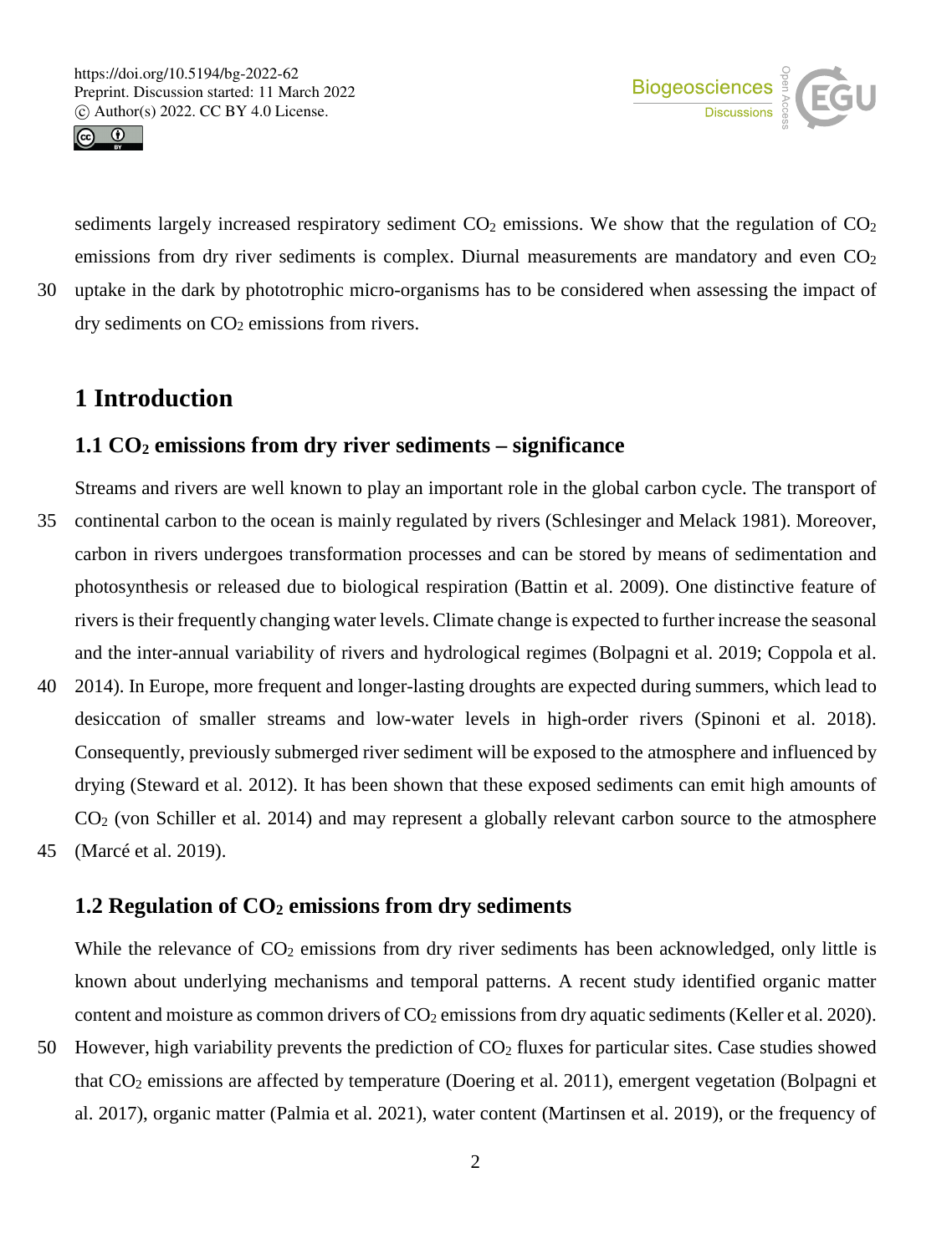sediments largely increased respiratory sediment $CO_2$ emissions. We show that the regulation of $CO_2$ emissions from dry river sediments is complex. Diurnal measurements are mandatory and even $CO_2$ uptake in the dark by phototrophic micro-organisms has to be considered when assessing the impact of dry sediments on $CO_2$ emissions from rivers.

# 1 Introduction

## 1.1 $CO_2$ emissions from dry river sediments – significance

Streams and rivers are well known to play an important role in the global carbon cycle. The transport of continental carbon to the ocean is mainly regulated by rivers (Schlesinger and Melack 1981). Moreover, carbon in rivers undergoes transformation processes and can be stored by means of sedimentation and photosynthesis or released due to biological respiration (Battin et al. 2009). One distinctive feature of rivers is their frequently changing water levels. Climate change is expected to further increase the seasonal and the inter-annual variability of rivers and hydrological regimes (Bolpagni et al. 2019; Coppola et al. 2014). In Europe, more frequent and longer-lasting droughts are expected during summers, which lead to desiccation of smaller streams and low-water levels in high-order rivers (Spinoni et al. 2018). Consequently, previously submerged river sediment will be exposed to the atmosphere and influenced by drying (Steward et al. 2012). It has been shown that these exposed sediments can emit high amounts of $CO_2$ (von Schiller et al. 2014) and may represent a globally relevant carbon source to the atmosphere (Marcé et al. 2019).

## 1.2 Regulation of $CO_2$ emissions from dry sediments

While the relevance of $CO_2$ emissions from dry river sediments has been acknowledged, only little is known about underlying mechanisms and temporal patterns. A recent study identified organic matter content and moisture as common drivers of $CO_2$ emissions from dry aquatic sediments (Keller et al. 2020). However, high variability prevents the prediction of $CO_2$ fluxes for particular sites. Case studies showed that $CO_2$ emissions are affected by temperature (Doering et al. 2011), emergent vegetation (Bolpagni et al. 2017), organic matter (Palmia et al. 2021), water content (Martinsen et al. 2019), or the frequency of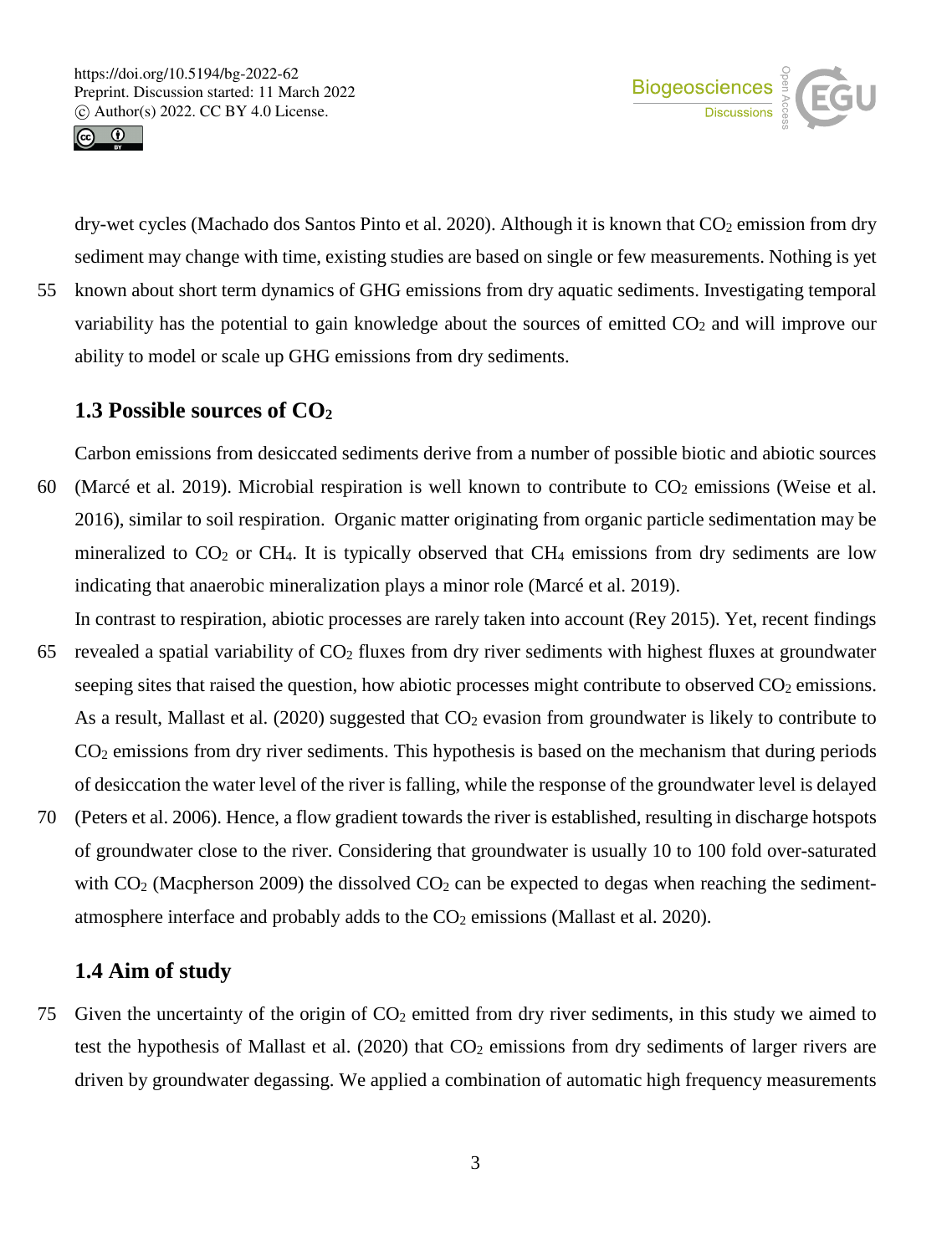dry-wet cycles (Machado dos Santos Pinto et al. 2020). Although it is known that $CO_2$ emission from dry sediment may change with time, existing studies are based on single or few measurements. Nothing is yet known about short term dynamics of GHG emissions from dry aquatic sediments. Investigating temporal variability has the potential to gain knowledge about the sources of emitted $CO_2$ and will improve our ability to model or scale up GHG emissions from dry sediments.

### 1.3 Possible sources of $CO_2$

Carbon emissions from desiccated sediments derive from a number of possible biotic and abiotic sources (Marcé et al. 2019). Microbial respiration is well known to contribute to $CO_2$ emissions (Weise et al. 2016), similar to soil respiration. Organic matter originating from organic particle sedimentation may be mineralized to $CO_2$ or $CH_4$. It is typically observed that $CH_4$ emissions from dry sediments are low indicating that anaerobic mineralization plays a minor role (Marcé et al. 2019).

In contrast to respiration, abiotic processes are rarely taken into account (Rey 2015). Yet, recent findings revealed a spatial variability of $CO_2$ fluxes from dry river sediments with highest fluxes at groundwater seeping sites that raised the question, how abiotic processes might contribute to observed $CO_2$ emissions. As a result, Mallast et al. (2020) suggested that $CO_2$ evasion from groundwater is likely to contribute to $CO_2$ emissions from dry river sediments. This hypothesis is based on the mechanism that during periods of desiccation the water level of the river is falling, while the response of the groundwater level is delayed (Peters et al. 2006). Hence, a flow gradient towards the river is established, resulting in discharge hotspots of groundwater close to the river. Considering that groundwater is usually 10 to 100 fold over-saturated with $CO_2$ (Macpherson 2009) the dissolved $CO_2$ can be expected to degas when reaching the sediment-atmosphere interface and probably adds to the $CO_2$ emissions (Mallast et al. 2020).

### 1.4 Aim of study

Given the uncertainty of the origin of $CO_2$ emitted from dry river sediments, in this study we aimed to test the hypothesis of Mallast et al. (2020) that $CO_2$ emissions from dry sediments of larger rivers are driven by groundwater degassing. We applied a combination of automatic high frequency measurements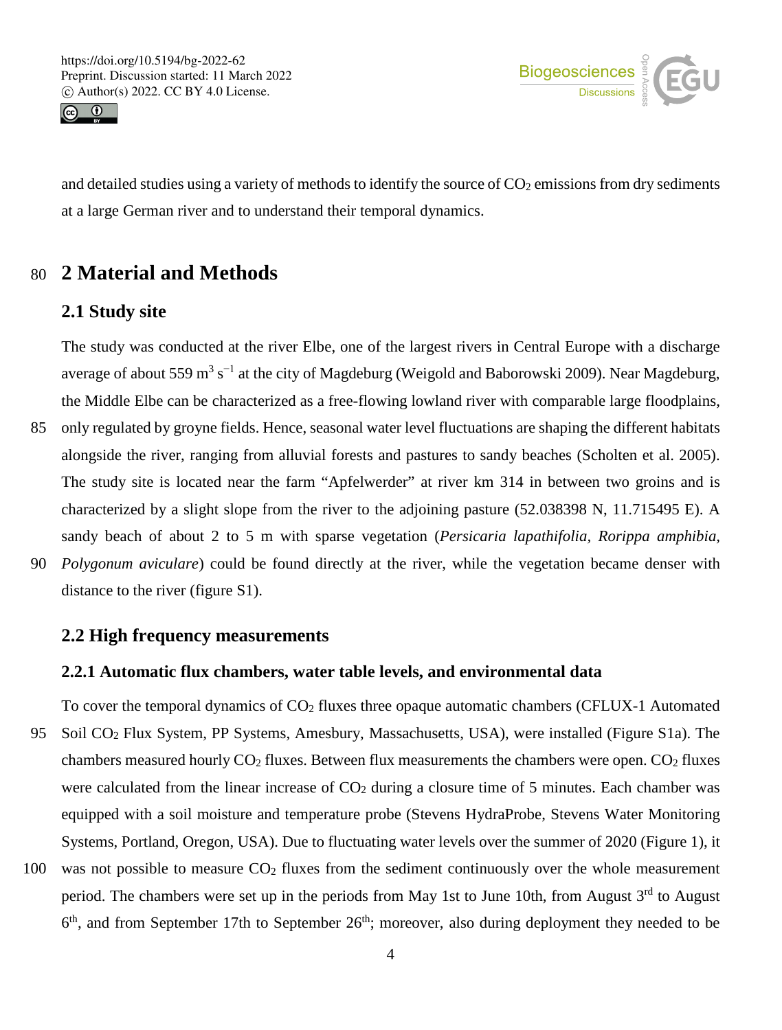and detailed studies using a variety of methods to identify the source of $CO_2$ emissions from dry sediments at a large German river and to understand their temporal dynamics.

# 2 Material and Methods

## 2.1 Study site

The study was conducted at the river Elbe, one of the largest rivers in Central Europe with a discharge average of about 559 $m^3 s^{-1}$ at the city of Magdeburg (Weigold and Baborowski 2009). Near Magdeburg, the Middle Elbe can be characterized as a free-flowing lowland river with comparable large floodplains, only regulated by groyne fields. Hence, seasonal water level fluctuations are shaping the different habitats alongside the river, ranging from alluvial forests and pastures to sandy beaches (Scholten et al. 2005). The study site is located near the farm "Apfelwerder" at river km 314 in between two groins and is characterized by a slight slope from the river to the adjoining pasture (52.038398 N, 11.715495 E). A sandy beach of about 2 to 5 m with sparse vegetation (*Persicaria lapathifolia, Rorippa amphibia, Polygonum aviculare*) could be found directly at the river, while the vegetation became denser with distance to the river (figure S1).

## 2.2 High frequency measurements

### 2.2.1 Automatic flux chambers, water table levels, and environmental data

To cover the temporal dynamics of $CO_2$ fluxes three opaque automatic chambers (CFLUX-1 Automated Soil $CO_2$ Flux System, PP Systems, Amesbury, Massachusetts, USA), were installed (Figure S1a). The chambers measured hourly $CO_2$ fluxes. Between flux measurements the chambers were open. $CO_2$ fluxes were calculated from the linear increase of $CO_2$ during a closure time of 5 minutes. Each chamber was equipped with a soil moisture and temperature probe (Stevens HydraProbe, Stevens Water Monitoring Systems, Portland, Oregon, USA). Due to fluctuating water levels over the summer of 2020 (Figure 1), it was not possible to measure $CO_2$ fluxes from the sediment continuously over the whole measurement period. The chambers were set up in the periods from May 1st to June 10th, from August 3rd to August 6th, and from September 17th to September 26th; moreover, also during deployment they needed to be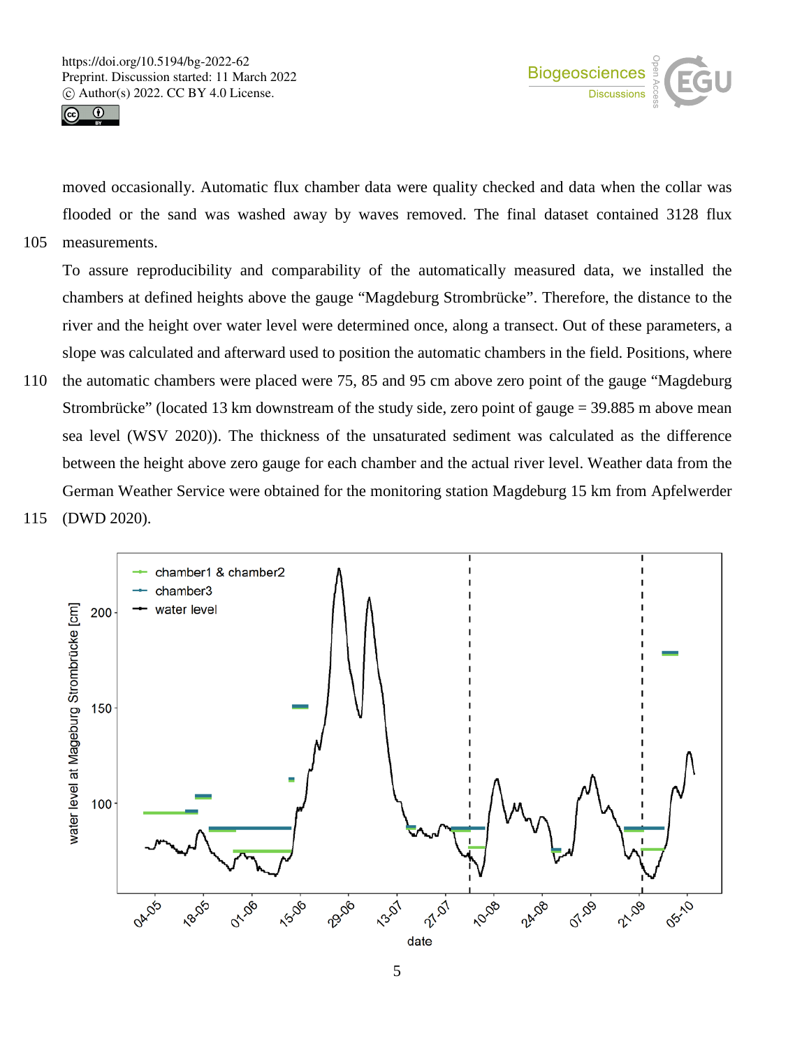moved occasionally. Automatic flux chamber data were quality checked and data when the collar was flooded or the sand was washed away by waves removed. The final dataset contained 3128 flux measurements.

To assure reproducibility and comparability of the automatically measured data, we installed the chambers at defined heights above the gauge "Magdeburg Strombrücke". Therefore, the distance to the river and the height over water level were determined once, along a transect. Out of these parameters, a slope was calculated and afterward used to position the automatic chambers in the field. Positions, where the automatic chambers were placed were 75, 85 and 95 cm above zero point of the gauge "Magdeburg Strombrücke" (located 13 km downstream of the study side, zero point of gauge = 39.885 m above mean sea level (WSV 2020)). The thickness of the unsaturated sediment was calculated as the difference between the height above zero gauge for each chamber and the actual river level. Weather data from the German Weather Service were obtained for the monitoring station Magdeburg 15 km from Apfelwerder (DWD 2020).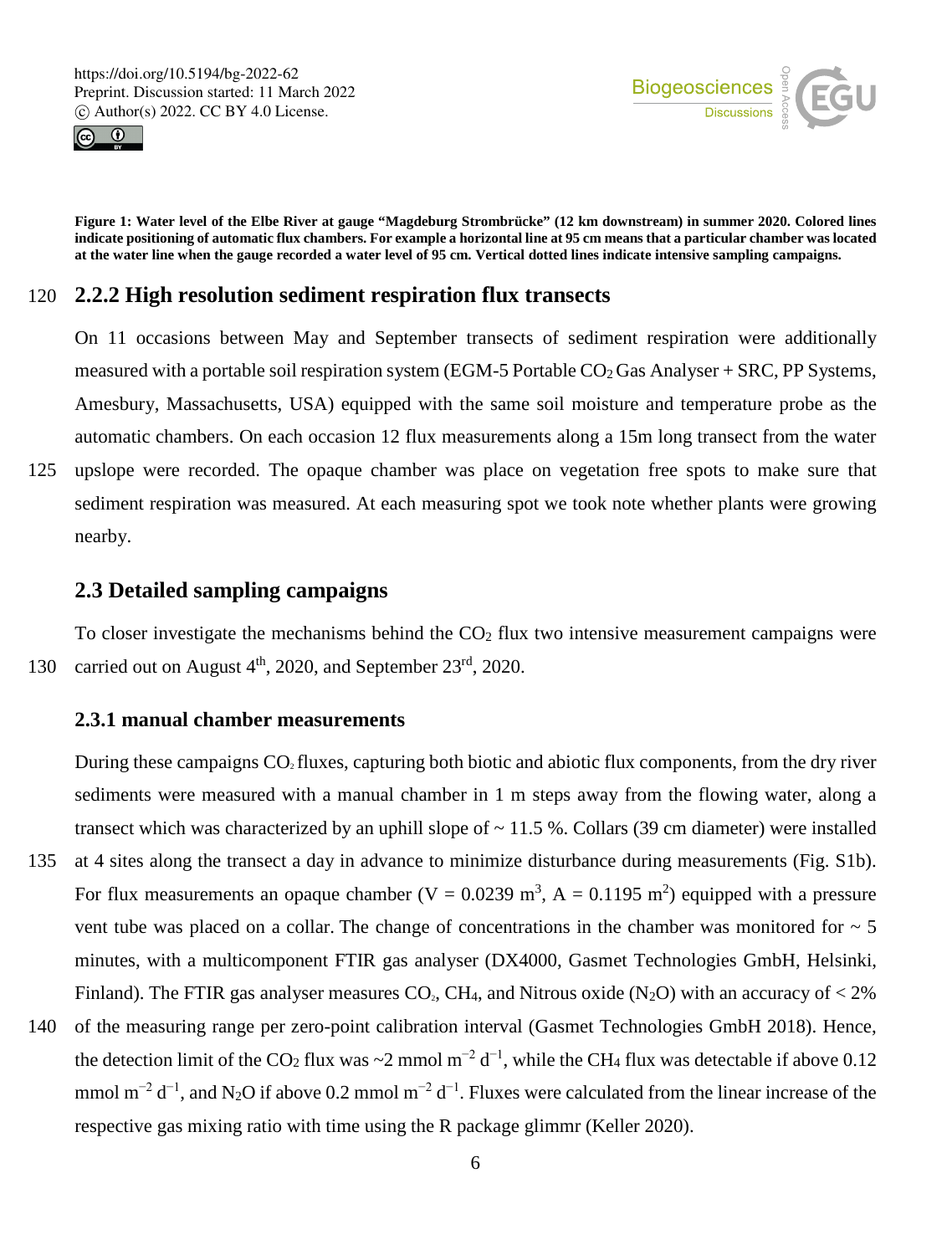**Figure 1: Water level of the Elbe River at gauge "Magdeburg Strombrücke" (12 km downstream) in summer 2020. Colored lines indicate positioning of automatic flux chambers. For example a horizontal line at 95 cm means that a particular chamber was located at the water line when the gauge recorded a water level of 95 cm. Vertical dotted lines indicate intensive sampling campaigns.**

### 2.2.2 High resolution sediment respiration flux transects

On 11 occasions between May and September transects of sediment respiration were additionally measured with a portable soil respiration system (EGM-5 Portable $CO_2$ Gas Analyser + SRC, PP Systems, Amesbury, Massachusetts, USA) equipped with the same soil moisture and temperature probe as the automatic chambers. On each occasion 12 flux measurements along a 15m long transect from the water upslope were recorded. The opaque chamber was place on vegetation free spots to make sure that sediment respiration was measured. At each measuring spot we took note whether plants were growing nearby.

## 2.3 Detailed sampling campaigns

To closer investigate the mechanisms behind the $CO_2$ flux two intensive measurement campaigns were carried out on August 4[th], 2020, and September 23[rd], 2020.

### 2.3.1 manual chamber measurements

During these campaigns $CO_2$ fluxes, capturing both biotic and abiotic flux components, from the dry river sediments were measured with a manual chamber in 1 m steps away from the flowing water, along a transect which was characterized by an uphill slope of ~ 11.5 %. Collars (39 cm diameter) were installed at 4 sites along the transect a day in advance to minimize disturbance during measurements (Fig. S1b). For flux measurements an opaque chamber ($V = 0.0239$ m$^3$, $A = 0.1195$ m$^2$) equipped with a pressure vent tube was placed on a collar. The change of concentrations in the chamber was monitored for ~ 5 minutes, with a multicomponent FTIR gas analyser (DX4000, Gasmet Technologies GmbH, Helsinki, Finland). The FTIR gas analyser measures $CO_2$, $CH_4$, and Nitrous oxide ($N_2O$) with an accuracy of < 2% of the measuring range per zero-point calibration interval (Gasmet Technologies GmbH 2018). Hence, the detection limit of the $CO_2$ flux was ~2 mmol m$^{-2}$ d$^{-1}$, while the $CH_4$ flux was detectable if above 0.12 mmol m$^{-2}$ d$^{-1}$, and $N_2O$ if above 0.2 mmol m$^{-2}$ d$^{-1}$. Fluxes were calculated from the linear increase of the respective gas mixing ratio with time using the R package glimmr (Keller 2020).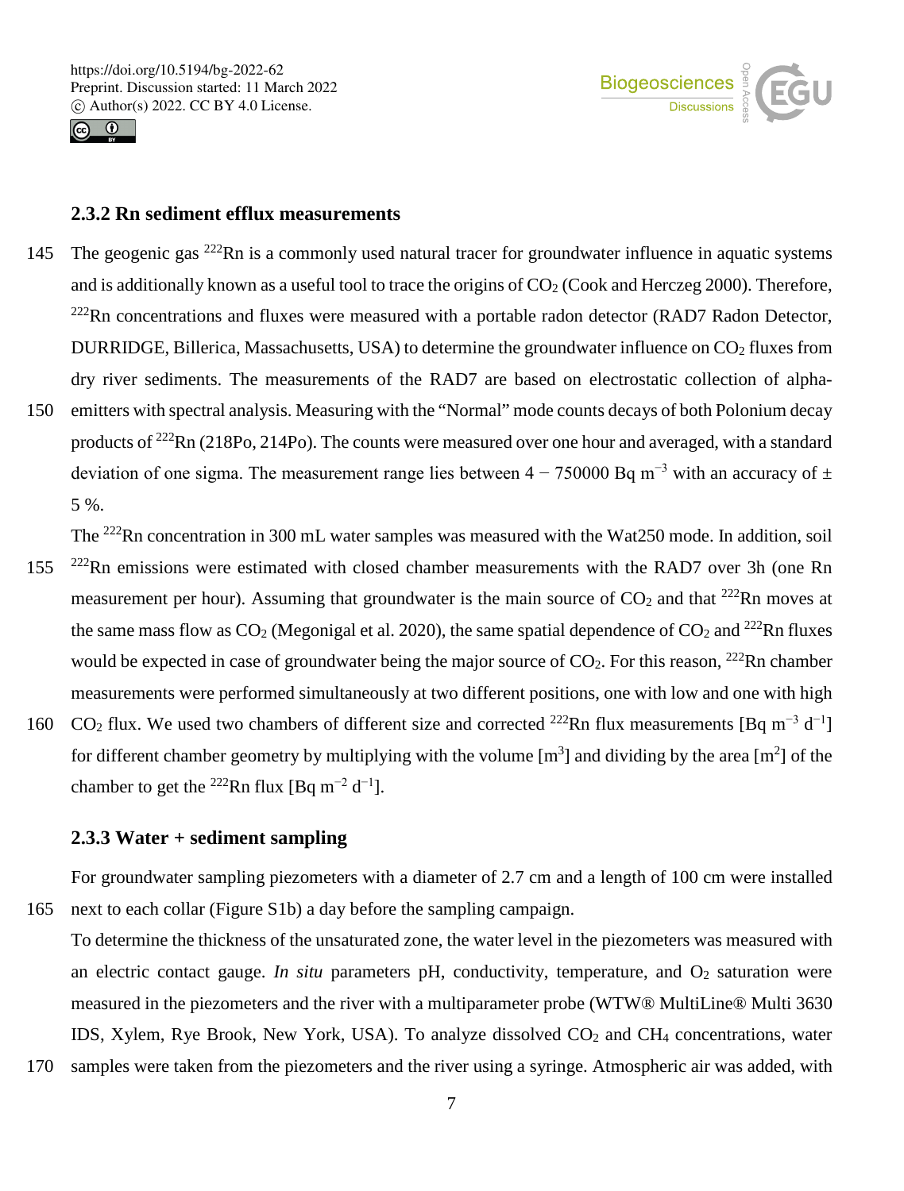### 2.3.2 Rn sediment efflux measurements

The geogenic gas $^{222}$Rn is a commonly used natural tracer for groundwater influence in aquatic systems and is additionally known as a useful tool to trace the origins of $CO_2$ (Cook and Herczeg 2000). Therefore, $^{222}$Rn concentrations and fluxes were measured with a portable radon detector (RAD7 Radon Detector, DURRIDGE, Billerica, Massachusetts, USA) to determine the groundwater influence on $CO_2$ fluxes from dry river sediments. The measurements of the RAD7 are based on electrostatic collection of alpha-emitters with spectral analysis. Measuring with the "Normal" mode counts decays of both Polonium decay products of $^{222}$Rn (218Po, 214Po). The counts were measured over one hour and averaged, with a standard deviation of one sigma. The measurement range lies between 4 − 750000 Bq m$^{-3}$ with an accuracy of ± 5 %.

The $^{222}$Rn concentration in 300 mL water samples was measured with the Wat250 mode. In addition, soil $^{222}$Rn emissions were estimated with closed chamber measurements with the RAD7 over 3h (one Rn measurement per hour). Assuming that groundwater is the main source of $CO_2$ and that $^{222}$Rn moves at the same mass flow as $CO_2$ (Megonigal et al. 2020), the same spatial dependence of $CO_2$ and $^{222}$Rn fluxes would be expected in case of groundwater being the major source of $CO_2$. For this reason, $^{222}$Rn chamber measurements were performed simultaneously at two different positions, one with low and one with high $CO_2$ flux. We used two chambers of different size and corrected $^{222}$Rn flux measurements [Bq m$^{-3}$ d$^{-1}$] for different chamber geometry by multiplying with the volume [m$^3$] and dividing by the area [m$^2$] of the chamber to get the $^{222}$Rn flux [Bq m$^{-2}$ d$^{-1}$].

### 2.3.3 Water + sediment sampling

For groundwater sampling piezometers with a diameter of 2.7 cm and a length of 100 cm were installed next to each collar (Figure S1b) a day before the sampling campaign.

To determine the thickness of the unsaturated zone, the water level in the piezometers was measured with an electric contact gauge. *In situ* parameters pH, conductivity, temperature, and $O_2$ saturation were measured in the piezometers and the river with a multiparameter probe (WTW® MultiLine® Multi 3630 IDS, Xylem, Rye Brook, New York, USA). To analyze dissolved $CO_2$ and $CH_4$ concentrations, water samples were taken from the piezometers and the river using a syringe. Atmospheric air was added, with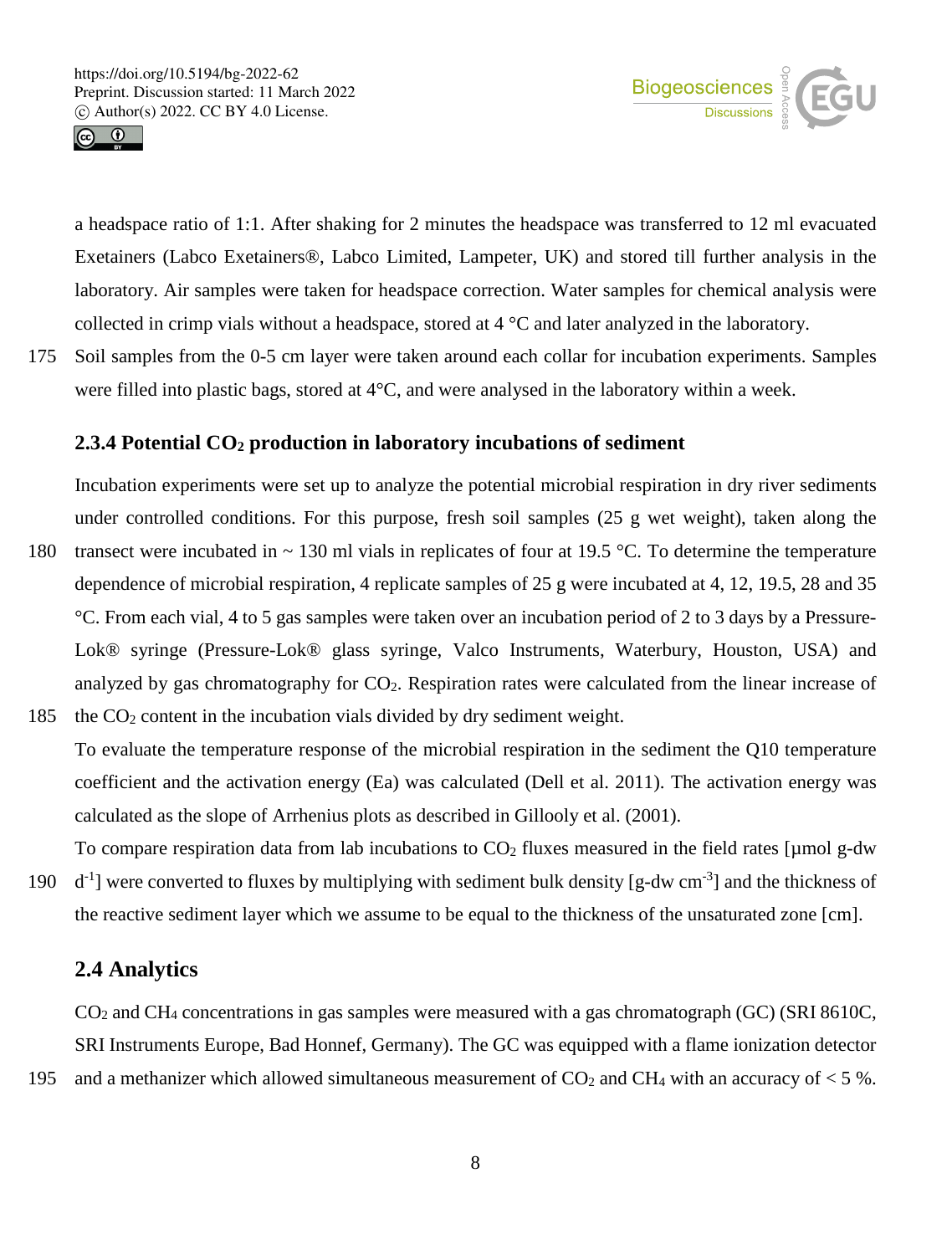a headspace ratio of 1:1. After shaking for 2 minutes the headspace was transferred to 12 ml evacuated Exetainers (Labco Exetainers®, Labco Limited, Lampeter, UK) and stored till further analysis in the laboratory. Air samples were taken for headspace correction. Water samples for chemical analysis were collected in crimp vials without a headspace, stored at 4 °C and later analyzed in the laboratory.

Soil samples from the 0-5 cm layer were taken around each collar for incubation experiments. Samples were filled into plastic bags, stored at 4°C, and were analysed in the laboratory within a week.

### 2.3.4 Potential $CO_2$ production in laboratory incubations of sediment

Incubation experiments were set up to analyze the potential microbial respiration in dry river sediments under controlled conditions. For this purpose, fresh soil samples (25 g wet weight), taken along the transect were incubated in ~ 130 ml vials in replicates of four at 19.5 °C. To determine the temperature dependence of microbial respiration, 4 replicate samples of 25 g were incubated at 4, 12, 19.5, 28 and 35 °C. From each vial, 4 to 5 gas samples were taken over an incubation period of 2 to 3 days by a Pressure-Lok® syringe (Pressure-Lok® glass syringe, Valco Instruments, Waterbury, Houston, USA) and analyzed by gas chromatography for $CO_2$. Respiration rates were calculated from the linear increase of the $CO_2$ content in the incubation vials divided by dry sediment weight.

To evaluate the temperature response of the microbial respiration in the sediment the Q10 temperature coefficient and the activation energy (Ea) was calculated (Dell et al. 2011). The activation energy was calculated as the slope of Arrhenius plots as described in Gillooly et al. (2001).

To compare respiration data from lab incubations to $CO_2$ fluxes measured in the field rates [µmol g-dw $d^{-1}$] were converted to fluxes by multiplying with sediment bulk density [g-dw $cm^{-3}$] and the thickness of the reactive sediment layer which we assume to be equal to the thickness of the unsaturated zone [cm].

## 2.4 Analytics

$CO_2$ and $CH_4$ concentrations in gas samples were measured with a gas chromatograph (GC) (SRI 8610C, SRI Instruments Europe, Bad Honnef, Germany). The GC was equipped with a flame ionization detector and a methanizer which allowed simultaneous measurement of $CO_2$ and $CH_4$ with an accuracy of < 5 %.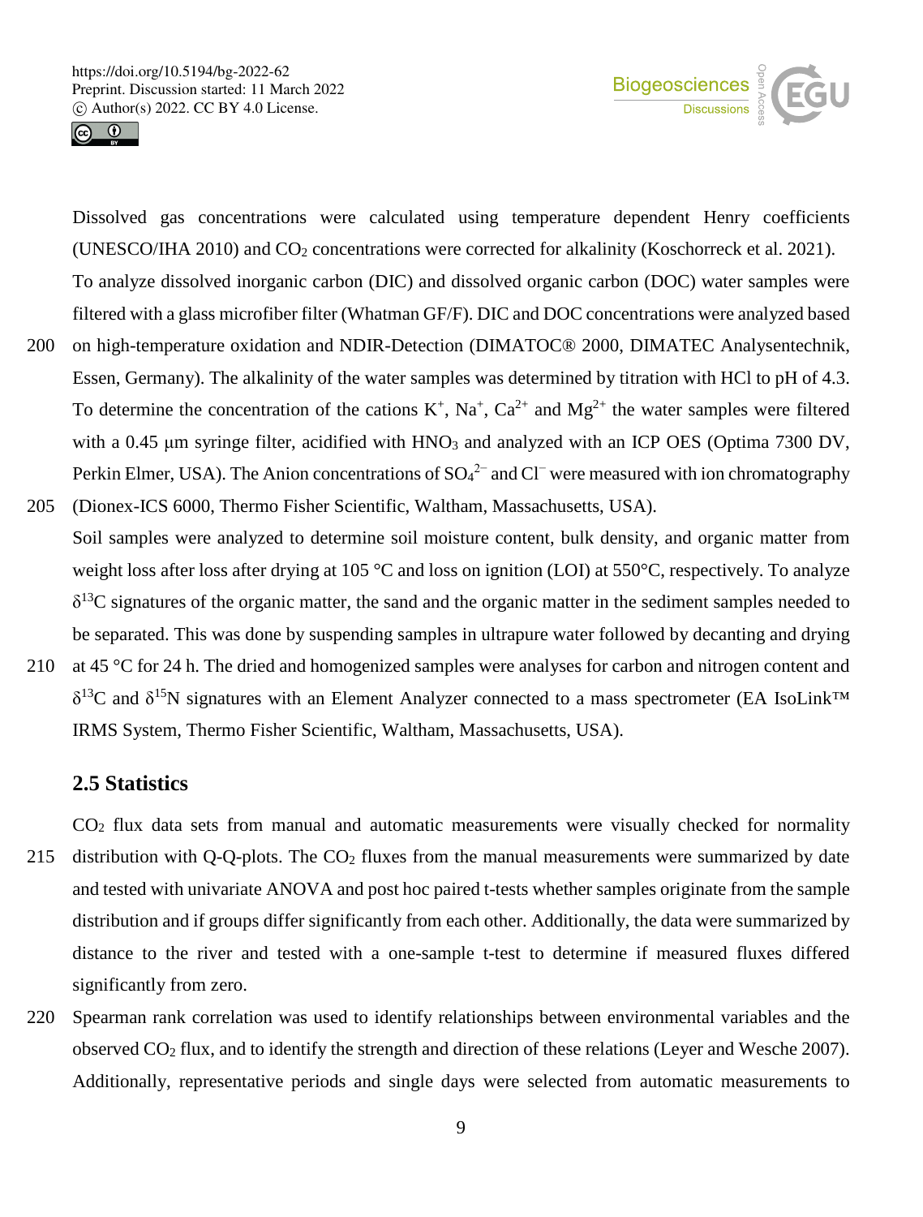Dissolved gas concentrations were calculated using temperature dependent Henry coefficients (UNESCO/IHA 2010) and $CO_2$ concentrations were corrected for alkalinity (Koschorreck et al. 2021). To analyze dissolved inorganic carbon (DIC) and dissolved organic carbon (DOC) water samples were filtered with a glass microfiber filter (Whatman GF/F). DIC and DOC concentrations were analyzed based on high-temperature oxidation and NDIR-Detection (DIMATOC® 2000, DIMATEC Analysentechnik, Essen, Germany). The alkalinity of the water samples was determined by titration with HCl to pH of 4.3. To determine the concentration of the cations $K^+$, $Na^+$, $Ca^{2+}$ and $Mg^{2+}$ the water samples were filtered with a 0.45 µm syringe filter, acidified with $HNO_3$ and analyzed with an ICP OES (Optima 7300 DV, Perkin Elmer, USA). The Anion concentrations of $SO_4^{2-}$ and $Cl^-$ were measured with ion chromatography (Dionex-ICS 6000, Thermo Fisher Scientific, Waltham, Massachusetts, USA).

Soil samples were analyzed to determine soil moisture content, bulk density, and organic matter from weight loss after loss after drying at 105 °C and loss on ignition (LOI) at 550°C, respectively. To analyze $\delta^{13}C$ signatures of the organic matter, the sand and the organic matter in the sediment samples needed to be separated. This was done by suspending samples in ultrapure water followed by decanting and drying at 45 °C for 24 h. The dried and homogenized samples were analyses for carbon and nitrogen content and $\delta^{13}C$ and $\delta^{15}N$ signatures with an Element Analyzer connected to a mass spectrometer (EA IsoLink™ IRMS System, Thermo Fisher Scientific, Waltham, Massachusetts, USA).

## 2.5 Statistics

$CO_2$ flux data sets from manual and automatic measurements were visually checked for normality distribution with Q-Q-plots. The $CO_2$ fluxes from the manual measurements were summarized by date and tested with univariate ANOVA and post hoc paired t-tests whether samples originate from the sample distribution and if groups differ significantly from each other. Additionally, the data were summarized by distance to the river and tested with a one-sample t-test to determine if measured fluxes differed significantly from zero.

Spearman rank correlation was used to identify relationships between environmental variables and the observed $CO_2$ flux, and to identify the strength and direction of these relations (Leyer and Wesche 2007). Additionally, representative periods and single days were selected from automatic measurements to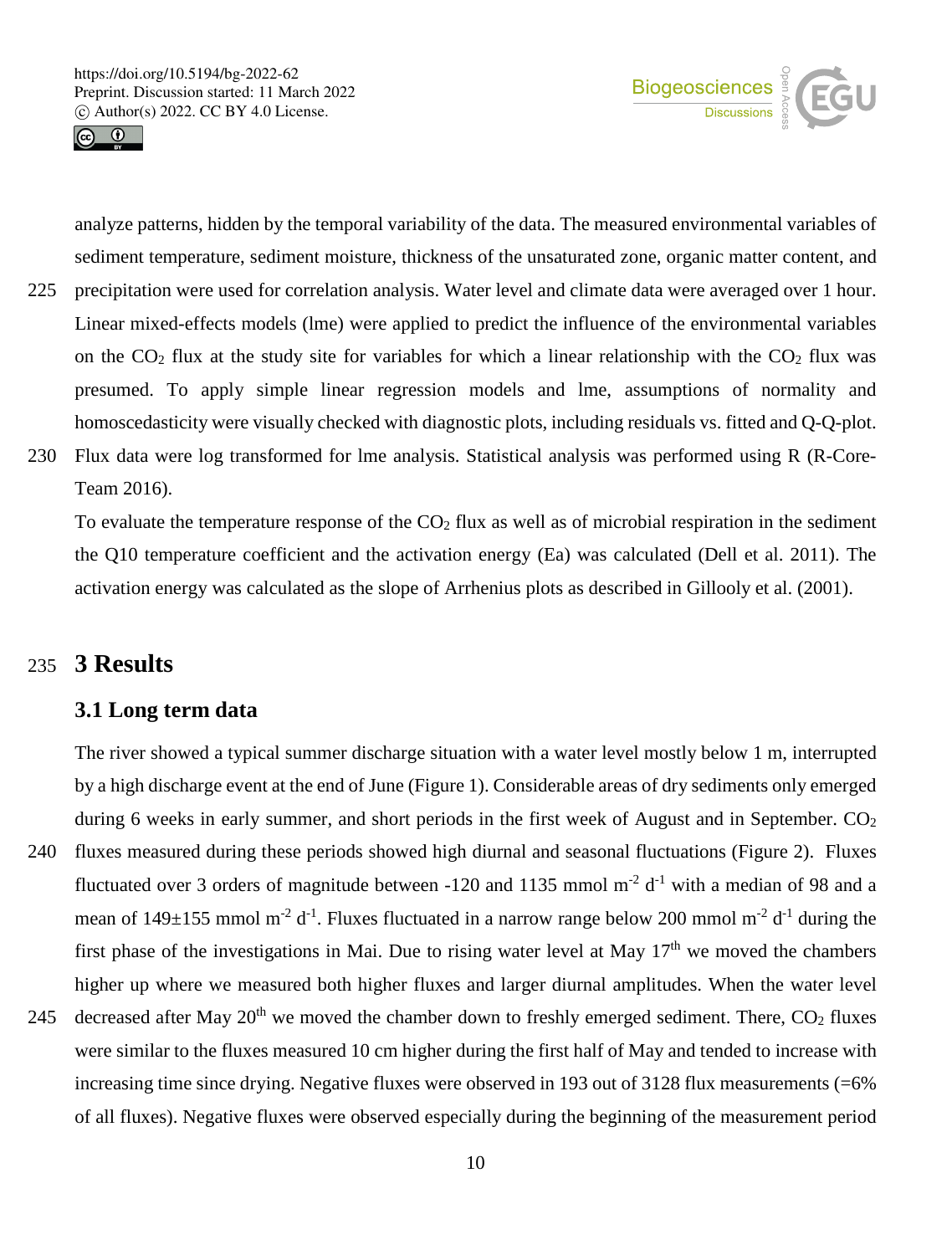analyze patterns, hidden by the temporal variability of the data. The measured environmental variables of sediment temperature, sediment moisture, thickness of the unsaturated zone, organic matter content, and precipitation were used for correlation analysis. Water level and climate data were averaged over 1 hour. Linear mixed-effects models (lme) were applied to predict the influence of the environmental variables on the $CO_2$ flux at the study site for variables for which a linear relationship with the $CO_2$ flux was presumed. To apply simple linear regression models and lme, assumptions of normality and homoscedasticity were visually checked with diagnostic plots, including residuals vs. fitted and Q-Q-plot. Flux data were log transformed for lme analysis. Statistical analysis was performed using R (R-Core-Team 2016).

To evaluate the temperature response of the $CO_2$ flux as well as of microbial respiration in the sediment the Q10 temperature coefficient and the activation energy (Ea) was calculated (Dell et al. 2011). The activation energy was calculated as the slope of Arrhenius plots as described in Gillooly et al. (2001).

# 3 Results

## 3.1 Long term data

The river showed a typical summer discharge situation with a water level mostly below 1 m, interrupted by a high discharge event at the end of June (Figure 1). Considerable areas of dry sediments only emerged during 6 weeks in early summer, and short periods in the first week of August and in September. $CO_2$ fluxes measured during these periods showed high diurnal and seasonal fluctuations (Figure 2). Fluxes fluctuated over 3 orders of magnitude between -120 and 1135 mmol m$^{-2}$ d$^{-1}$ with a median of 98 and a mean of 149±155 mmol m$^{-2}$ d$^{-1}$. Fluxes fluctuated in a narrow range below 200 mmol m$^{-2}$ d$^{-1}$ during the first phase of the investigations in Mai. Due to rising water level at May 17$^{th}$ we moved the chambers higher up where we measured both higher fluxes and larger diurnal amplitudes. When the water level decreased after May 20$^{th}$ we moved the chamber down to freshly emerged sediment. There, $CO_2$ fluxes were similar to the fluxes measured 10 cm higher during the first half of May and tended to increase with increasing time since drying. Negative fluxes were observed in 193 out of 3128 flux measurements (=6% of all fluxes). Negative fluxes were observed especially during the beginning of the measurement period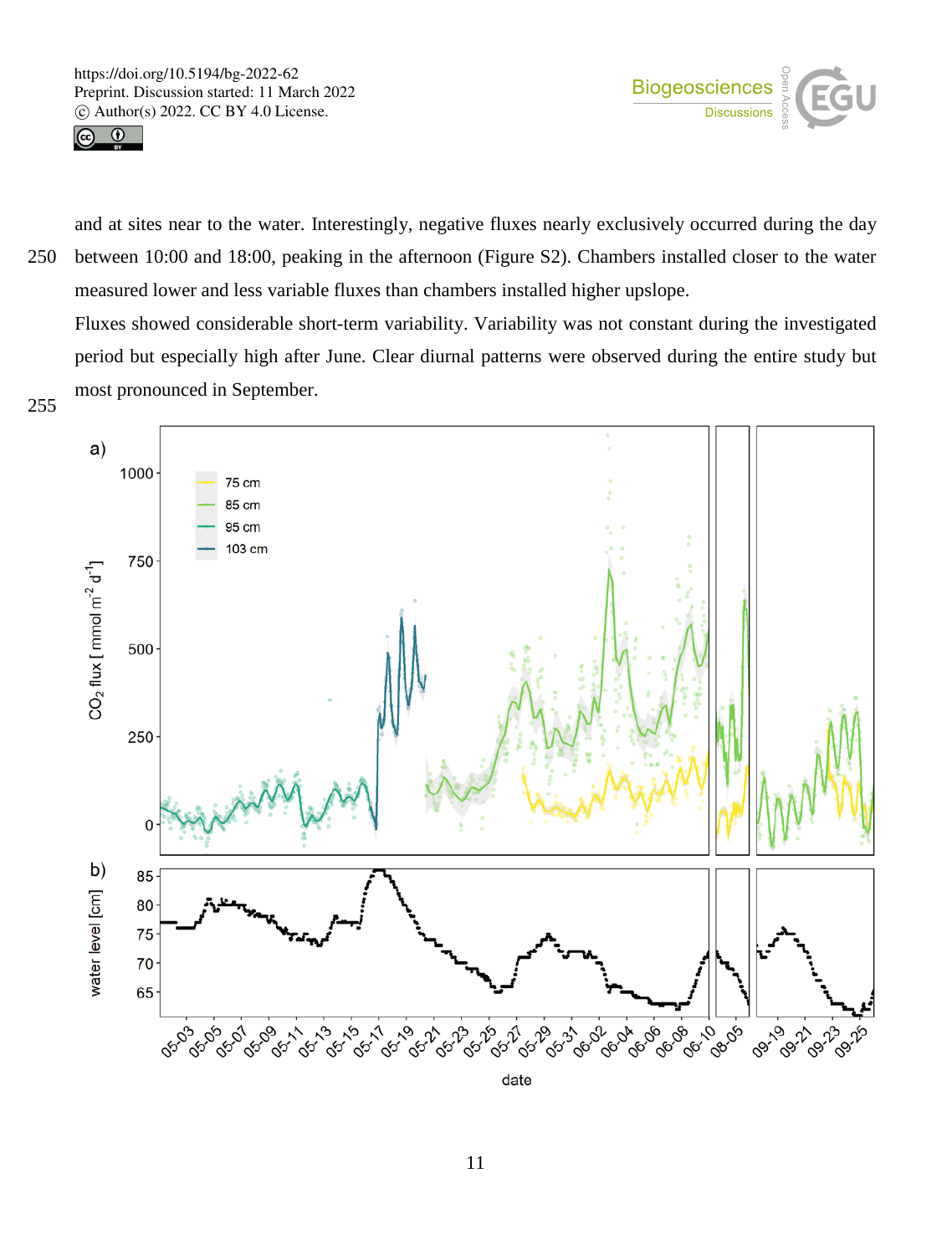and at sites near to the water. Interestingly, negative fluxes nearly exclusively occurred during the day between 10:00 and 18:00, peaking in the afternoon (Figure S2). Chambers installed closer to the water measured lower and less variable fluxes than chambers installed higher upslope.

Fluxes showed considerable short-term variability. Variability was not constant during the investigated period but especially high after June. Clear diurnal patterns were observed during the entire study but most pronounced in September.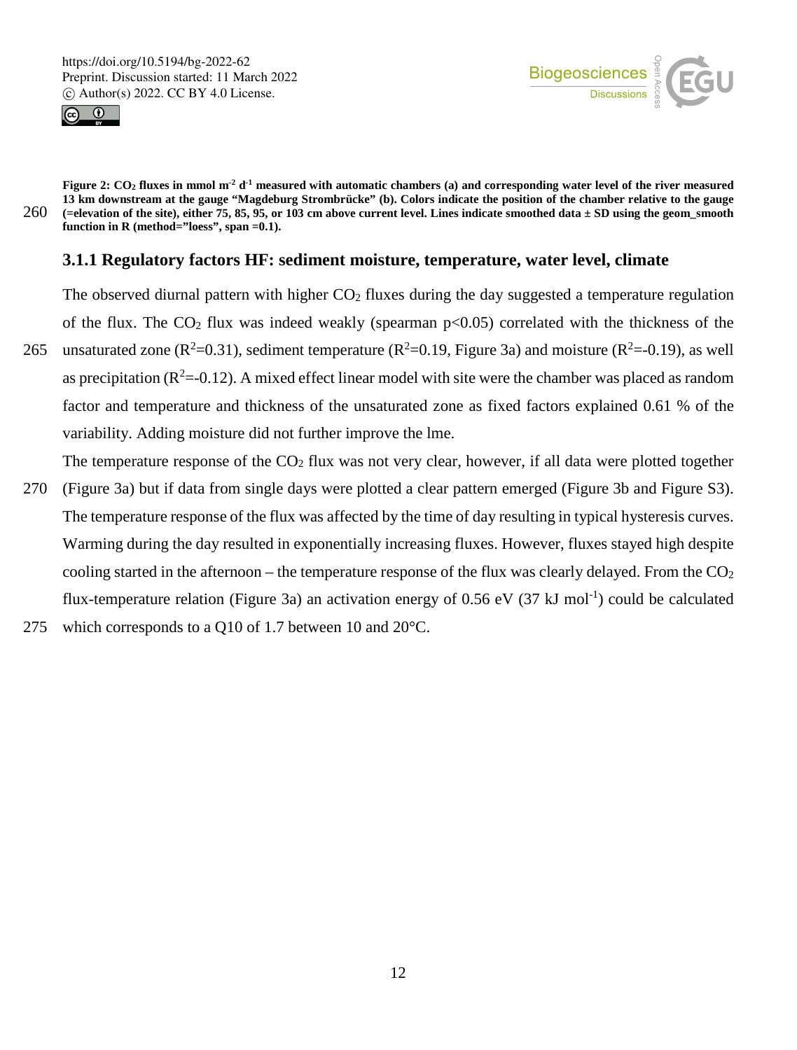**Figure 2: $CO_2$ fluxes in mmol $m^{-2}$ $d^{-1}$ measured with automatic chambers (a) and corresponding water level of the river measured 13 km downstream at the gauge "Magdeburg Strombrücke" (b). Colors indicate the position of the chamber relative to the gauge (=elevation of the site), either 75, 85, 95, or 103 cm above current level. Lines indicate smoothed data ± SD using the geom_smooth function in R (method="loess", span =0.1).**

### 3.1.1 Regulatory factors HF: sediment moisture, temperature, water level, climate

The observed diurnal pattern with higher $CO_2$ fluxes during the day suggested a temperature regulation of the flux. The $CO_2$ flux was indeed weakly (spearman $p<0.05$) correlated with the thickness of the unsaturated zone ($R^2$=0.31), sediment temperature ($R^2$=0.19, Figure 3a) and moisture ($R^2$=-0.19), as well as precipitation ($R^2$=-0.12). A mixed effect linear model with site were the chamber was placed as random factor and temperature and thickness of the unsaturated zone as fixed factors explained 0.61 % of the variability. Adding moisture did not further improve the lme.

The temperature response of the $CO_2$ flux was not very clear, however, if all data were plotted together (Figure 3a) but if data from single days were plotted a clear pattern emerged (Figure 3b and Figure S3). The temperature response of the flux was affected by the time of day resulting in typical hysteresis curves. Warming during the day resulted in exponentially increasing fluxes. However, fluxes stayed high despite cooling started in the afternoon – the temperature response of the flux was clearly delayed. From the $CO_2$ flux-temperature relation (Figure 3a) an activation energy of 0.56 eV (37 kJ $mol^{-1}$) could be calculated which corresponds to a Q10 of 1.7 between 10 and 20°C.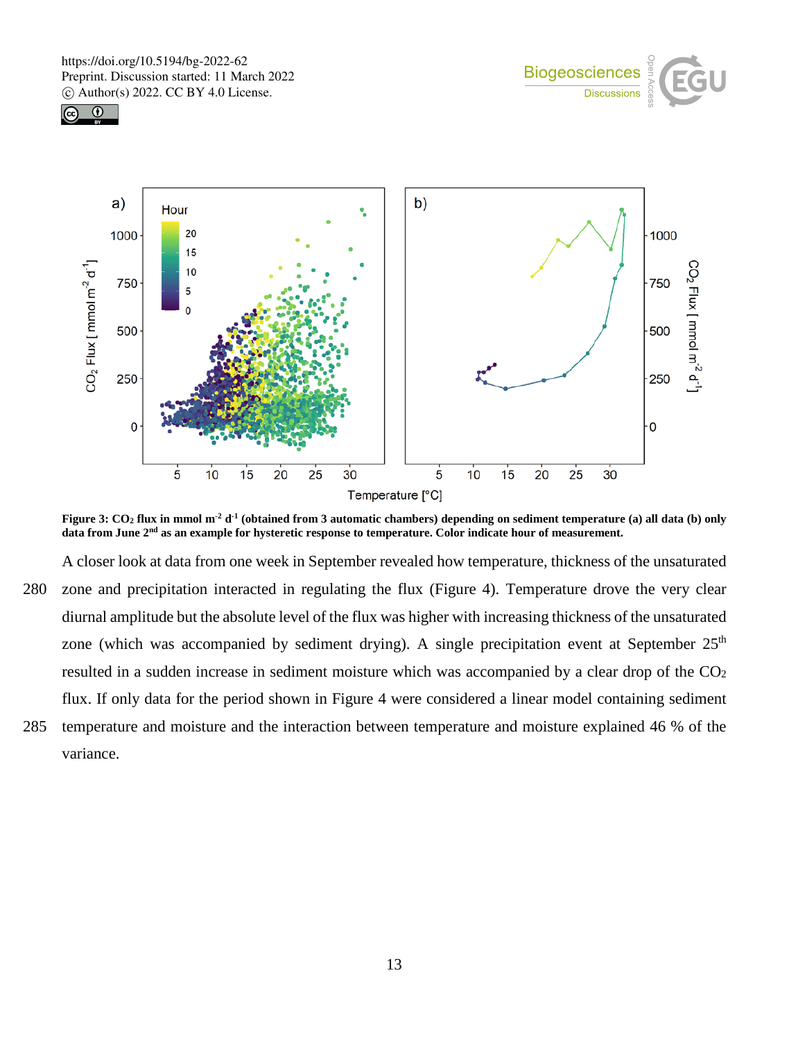**Figure 3: $CO_2$ flux in mmol $m^{-2}$ $d^{-1}$ (obtained from 3 automatic chambers) depending on sediment temperature (a) all data (b) only data from June 2nd as an example for hysteretic response to temperature. Color indicate hour of measurement.**

A closer look at data from one week in September revealed how temperature, thickness of the unsaturated zone and precipitation interacted in regulating the flux (Figure 4). Temperature drove the very clear diurnal amplitude but the absolute level of the flux was higher with increasing thickness of the unsaturated zone (which was accompanied by sediment drying). A single precipitation event at September 25th resulted in a sudden increase in sediment moisture which was accompanied by a clear drop of the $CO_2$ flux. If only data for the period shown in Figure 4 were considered a linear model containing sediment temperature and moisture and the interaction between temperature and moisture explained 46 % of the variance.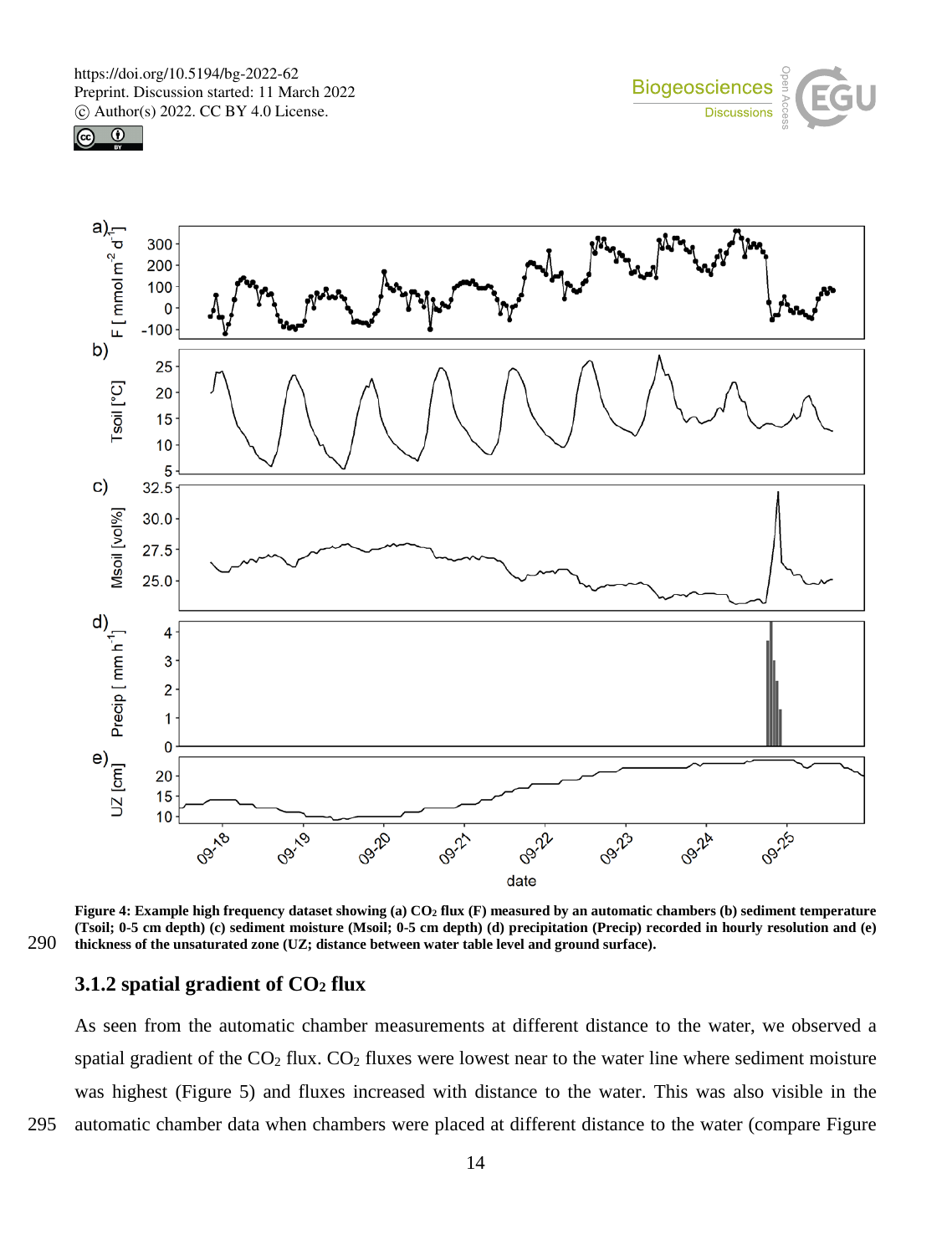Figure 4: Example high frequency dataset showing (a) $CO_2$ flux (F) measured by an automatic chambers (b) sediment temperature (Tsoil; 0-5 cm depth) (c) sediment moisture (Msoil; 0-5 cm depth) (d) precipitation (Precip) recorded in hourly resolution and (e) thickness of the unsaturated zone (UZ; distance between water table level and ground surface).

### 3.1.2 spatial gradient of $CO_2$ flux

As seen from the automatic chamber measurements at different distance to the water, we observed a spatial gradient of the $CO_2$ flux. $CO_2$ fluxes were lowest near to the water line where sediment moisture was highest (Figure 5) and fluxes increased with distance to the water. This was also visible in the automatic chamber data when chambers were placed at different distance to the water (compare Figure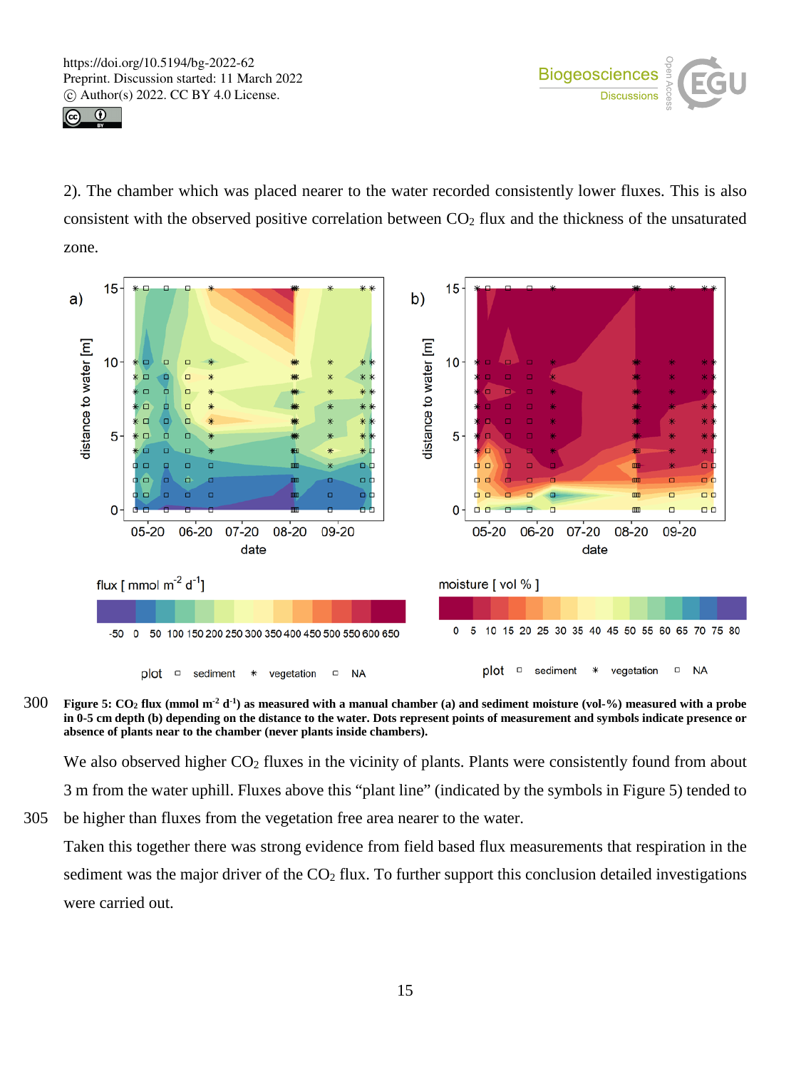2). The chamber which was placed nearer to the water recorded consistently lower fluxes. This is also consistent with the observed positive correlation between $CO_2$ flux and the thickness of the unsaturated zone.

**Figure 5: $CO_2$ flux (mmol $m^{-2}$ $d^{-1}$) as measured with a manual chamber (a) and sediment moisture (vol-%) measured with a probe in 0-5 cm depth (b) depending on the distance to the water. Dots represent points of measurement and symbols indicate presence or absence of plants near to the chamber (never plants inside chambers).**

We also observed higher $CO_2$ fluxes in the vicinity of plants. Plants were consistently found from about 3 m from the water uphill. Fluxes above this "plant line" (indicated by the symbols in Figure 5) tended to be higher than fluxes from the vegetation free area nearer to the water.

Taken this together there was strong evidence from field based flux measurements that respiration in the sediment was the major driver of the $CO_2$ flux. To further support this conclusion detailed investigations were carried out.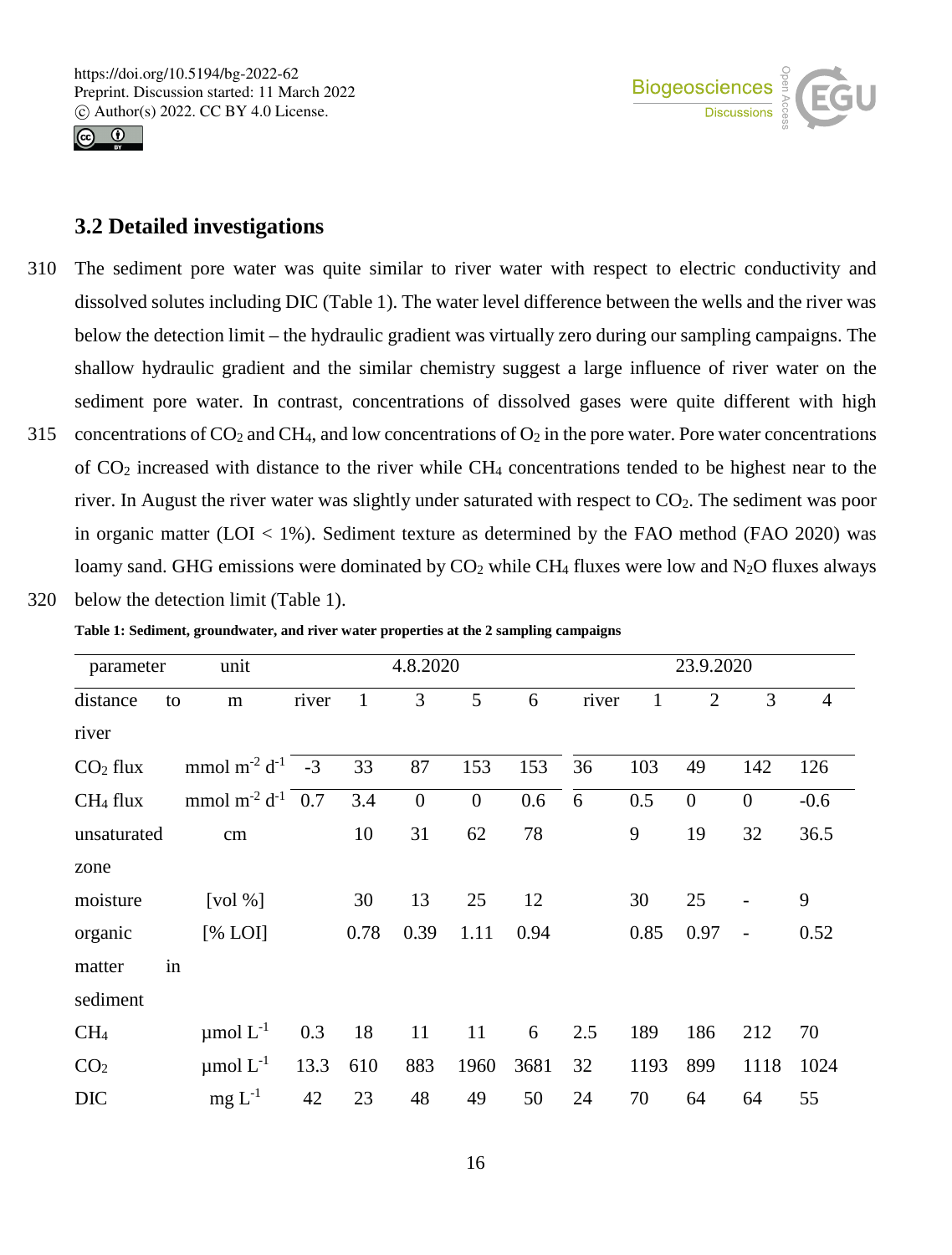## 3.2 Detailed investigations

The sediment pore water was quite similar to river water with respect to electric conductivity and dissolved solutes including DIC (Table 1). The water level difference between the wells and the river was below the detection limit – the hydraulic gradient was virtually zero during our sampling campaigns. The shallow hydraulic gradient and the similar chemistry suggest a large influence of river water on the sediment pore water. In contrast, concentrations of dissolved gases were quite different with high concentrations of $CO_2$ and $CH_4$, and low concentrations of $O_2$ in the pore water. Pore water concentrations of $CO_2$ increased with distance to the river while $CH_4$ concentrations tended to be highest near to the river. In August the river water was slightly under saturated with respect to $CO_2$. The sediment was poor in organic matter (LOI < 1%). Sediment texture as determined by the FAO method (FAO 2020) was loamy sand. GHG emissions were dominated by $CO_2$ while $CH_4$ fluxes were low and $N_2O$ fluxes always below the detection limit (Table 1).

**Table 1: Sediment, groundwater, and river water properties at the 2 sampling campaigns**

| parameter | unit | 4.8.2020 | | | | | 23.9.2020 | | | | |
|---|---|---|---|---|---|---|---|---|---|---|---|
| distance to river | m | river | 1 | 3 | 5 | 6 | river | 1 | 2 | 3 | 4 |
| $CO_2$ flux | mmol $m^{-2}$ $d^{-1}$ | -3 | 33 | 87 | 153 | 153 | 36 | 103 | 49 | 142 | 126 |
| $CH_4$ flux | mmol $m^{-2}$ $d^{-1}$ | 0.7 | 3.4 | 0 | 0 | 0.6 | 6 | 0.5 | 0 | 0 | -0.6 |
| unsaturated zone | cm | | 10 | 31 | 62 | 78 | | 9 | 19 | 32 | 36.5 |
| moisture | [vol %] | | 30 | 13 | 25 | 12 | | 30 | 25 | - | 9 |
| organic matter in sediment | [% LOI] | | 0.78 | 0.39 | 1.11 | 0.94 | | 0.85 | 0.97 | - | 0.52 |
| $CH_4$ | µmol $L^{-1}$ | 0.3 | 18 | 11 | 11 | 6 | 2.5 | 189 | 186 | 212 | 70 |
| $CO_2$ | µmol $L^{-1}$ | 13.3 | 610 | 883 | 1960 | 3681 | 32 | 1193 | 899 | 1118 | 1024 |
| DIC | mg $L^{-1}$ | 42 | 23 | 48 | 49 | 50 | 24 | 70 | 64 | 64 | 55 |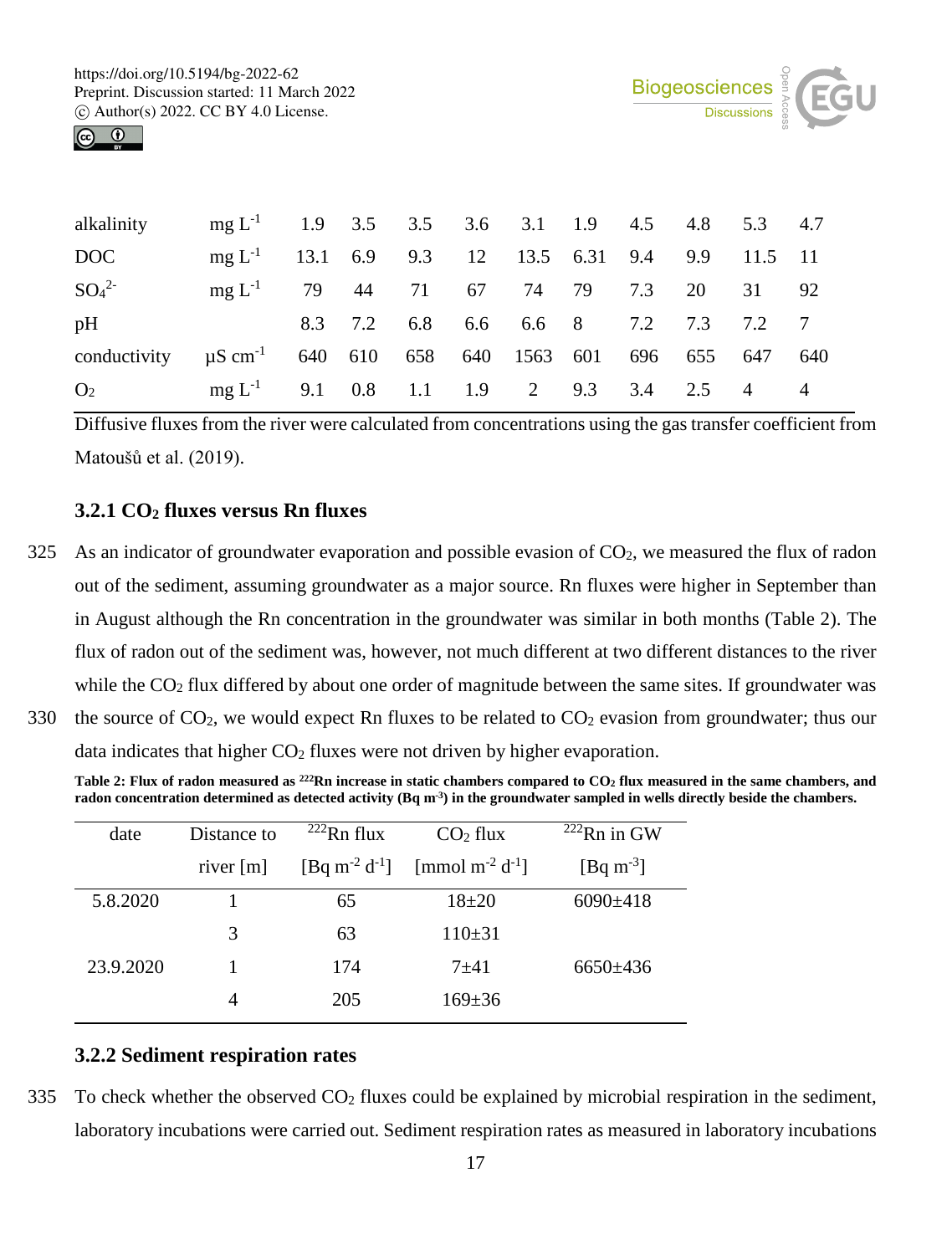| alkalinity | $mg L^{-1}$ | 1.9 | 3.5 | 3.5 | 3.6 | 3.1 | 1.9 | 4.5 | 4.8 | 5.3 | 4.7 |
|---|---|---|---|---|---|---|---|---|---|---|---|
| DOC | $mg L^{-1}$ | 13.1 | 6.9 | 9.3 | 12 | 13.5 | 6.31 | 9.4 | 9.9 | 11.5 | 11 |
| $SO_4^{2-}$ | $mg L^{-1}$ | 79 | 44 | 71 | 67 | 74 | 79 | 7.3 | 20 | 31 | 92 |
| pH | | 8.3 | 7.2 | 6.8 | 6.6 | 6.6 | 8 | 7.2 | 7.3 | 7.2 | 7 |
| conductivity | $\mu S cm^{-1}$ | 640 | 610 | 658 | 640 | 1563 | 601 | 696 | 655 | 647 | 640 |
| $O_2$ | $mg L^{-1}$ | 9.1 | 0.8 | 1.1 | 1.9 | 2 | 9.3 | 3.4 | 2.5 | 4 | 4 |

Diffusive fluxes from the river were calculated from concentrations using the gas transfer coefficient from Matoušů et al. (2019).

### 3.2.1 $CO_2$ fluxes versus Rn fluxes

325 As an indicator of groundwater evaporation and possible evasion of $CO_2$, we measured the flux of radon out of the sediment, assuming groundwater as a major source. Rn fluxes were higher in September than in August although the Rn concentration in the groundwater was similar in both months (Table 2). The flux of radon out of the sediment was, however, not much different at two different distances to the river while the $CO_2$ flux differed by about one order of magnitude between the same sites. If groundwater was 330 the source of $CO_2$, we would expect Rn fluxes to be related to $CO_2$ evasion from groundwater; thus our data indicates that higher $CO_2$ fluxes were not driven by higher evaporation.

**Table 2: Flux of radon measured as $^{222}$Rn increase in static chambers compared to $CO_2$ flux measured in the same chambers, and radon concentration determined as detected activity ($Bq m^{-3}$) in the groundwater sampled in wells directly beside the chambers.**

| date | Distance to river [m] | $^{222}$Rn flux [$Bq m^{-2} d^{-1}$] | $CO_2$ flux [$mmol m^{-2} d^{-1}$] | $^{222}$Rn in GW [$Bq m^{-3}$] |
|---|---|---|---|---|
| 5.8.2020 | 1 | 65 | 18±20 | 6090±418 |
| | 3 | 63 | 110±31 | |
| 23.9.2020 | 1 | 174 | 7±41 | 6650±436 |
| | 4 | 205 | 169±36 | |

### 3.2.2 Sediment respiration rates

335 To check whether the observed $CO_2$ fluxes could be explained by microbial respiration in the sediment, laboratory incubations were carried out. Sediment respiration rates as measured in laboratory incubations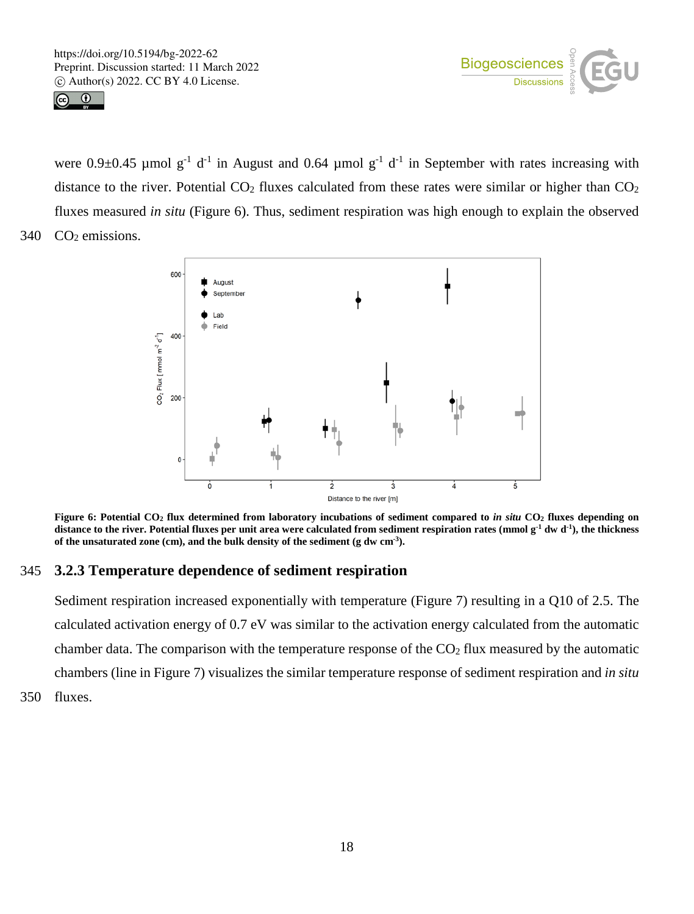were 0.9±0.45 µmol $g^{-1}$ $d^{-1}$ in August and 0.64 µmol $g^{-1}$ $d^{-1}$ in September with rates increasing with distance to the river. Potential $CO_2$ fluxes calculated from these rates were similar or higher than $CO_2$ fluxes measured *in situ* (Figure 6). Thus, sediment respiration was high enough to explain the observed $CO_2$ emissions.

**Figure 6: Potential $CO_2$ flux determined from laboratory incubations of sediment compared to *in situ* $CO_2$ fluxes depending on distance to the river. Potential fluxes per unit area were calculated from sediment respiration rates (mmol $g^{-1}$ dw $d^{-1}$), the thickness of the unsaturated zone (cm), and the bulk density of the sediment (g dw $cm^{-3}$).**

### 3.2.3 Temperature dependence of sediment respiration

Sediment respiration increased exponentially with temperature (Figure 7) resulting in a Q10 of 2.5. The calculated activation energy of 0.7 eV was similar to the activation energy calculated from the automatic chamber data. The comparison with the temperature response of the $CO_2$ flux measured by the automatic chambers (line in Figure 7) visualizes the similar temperature response of sediment respiration and *in situ* fluxes.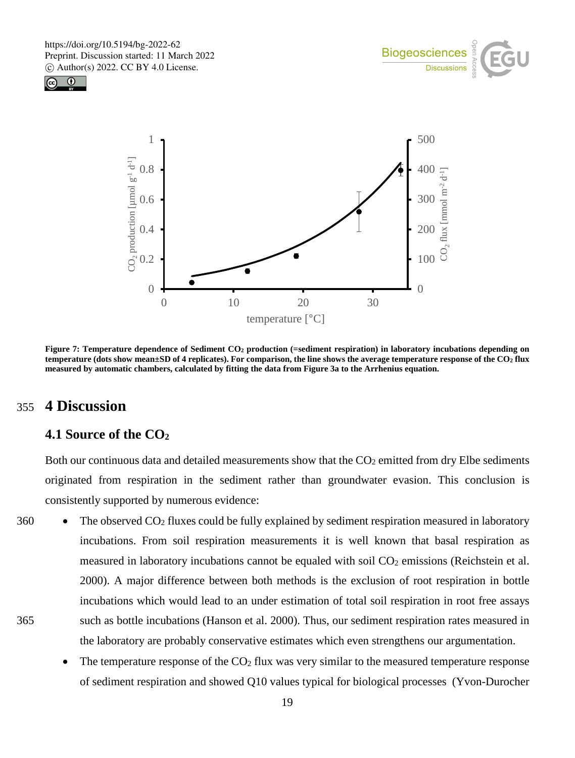Figure 7: Temperature dependence of Sediment $CO_2$ production (=sediment respiration) in laboratory incubations depending on temperature (dots show mean±SD of 4 replicates). For comparison, the line shows the average temperature response of the $CO_2$ flux measured by automatic chambers, calculated by fitting the data from Figure 3a to the Arrhenius equation.

# 4 Discussion

## 4.1 Source of the $CO_2$

Both our continuous data and detailed measurements show that the $CO_2$ emitted from dry Elbe sediments originated from respiration in the sediment rather than groundwater evasion. This conclusion is consistently supported by numerous evidence:

- The observed $CO_2$ fluxes could be fully explained by sediment respiration measured in laboratory incubations. From soil respiration measurements it is well known that basal respiration as measured in laboratory incubations cannot be equaled with soil $CO_2$ emissions (Reichstein et al. 2000). A major difference between both methods is the exclusion of root respiration in bottle incubations which would lead to an under estimation of total soil respiration in root free assays such as bottle incubations (Hanson et al. 2000). Thus, our sediment respiration rates measured in the laboratory are probably conservative estimates which even strengthens our argumentation.
- The temperature response of the $CO_2$ flux was very similar to the measured temperature response of sediment respiration and showed Q10 values typical for biological processes (Yvon-Durocher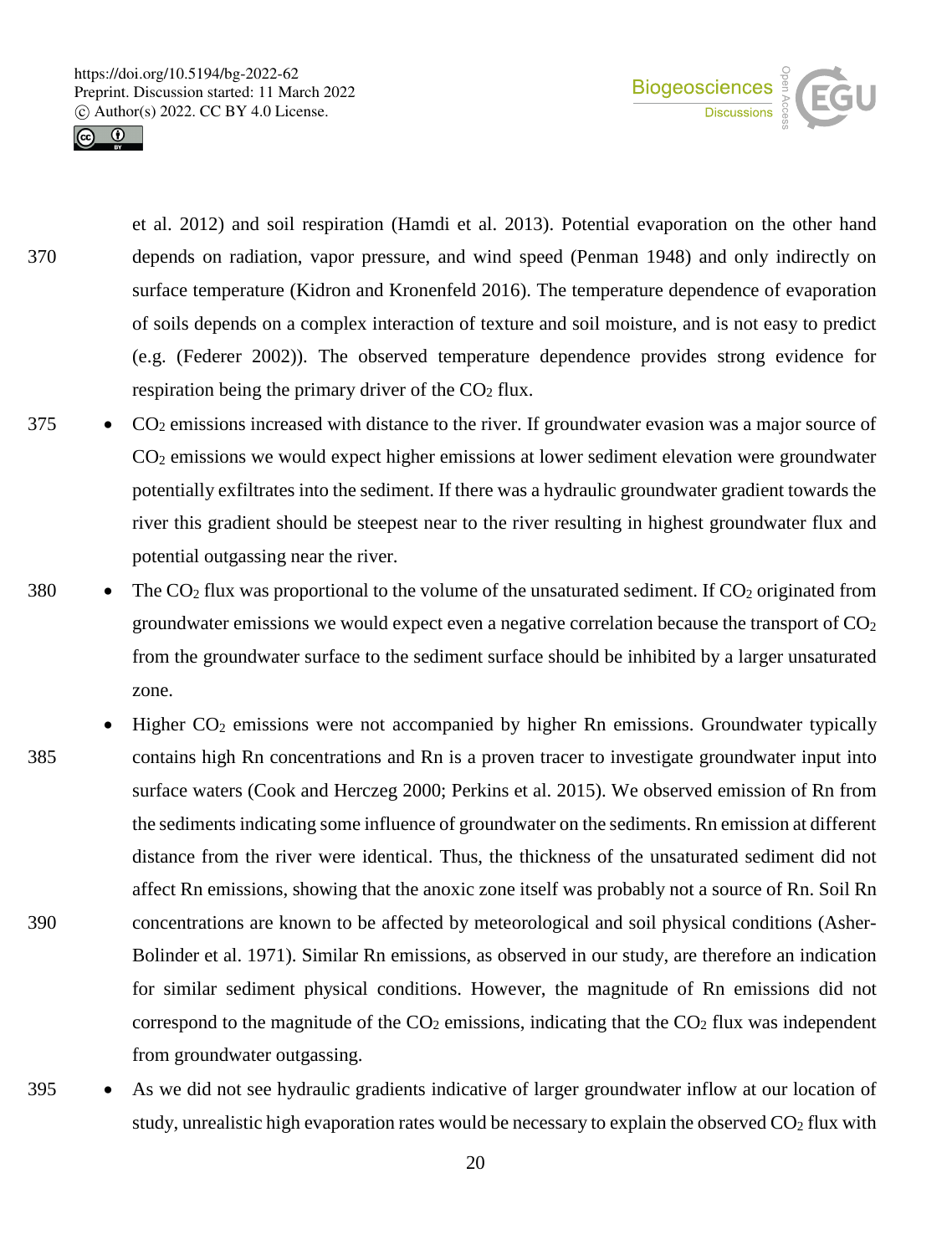et al. 2012) and soil respiration (Hamdi et al. 2013). Potential evaporation on the other hand depends on radiation, vapor pressure, and wind speed (Penman 1948) and only indirectly on surface temperature (Kidron and Kronenfeld 2016). The temperature dependence of evaporation of soils depends on a complex interaction of texture and soil moisture, and is not easy to predict (e.g. (Federer 2002)). The observed temperature dependence provides strong evidence for respiration being the primary driver of the $CO_2$ flux.

- $CO_2$ emissions increased with distance to the river. If groundwater evasion was a major source of $CO_2$ emissions we would expect higher emissions at lower sediment elevation were groundwater potentially exfiltrates into the sediment. If there was a hydraulic groundwater gradient towards the river this gradient should be steepest near to the river resulting in highest groundwater flux and potential outgassing near the river.
- The $CO_2$ flux was proportional to the volume of the unsaturated sediment. If $CO_2$ originated from groundwater emissions we would expect even a negative correlation because the transport of $CO_2$ from the groundwater surface to the sediment surface should be inhibited by a larger unsaturated zone.
- Higher $CO_2$ emissions were not accompanied by higher Rn emissions. Groundwater typically contains high Rn concentrations and Rn is a proven tracer to investigate groundwater input into surface waters (Cook and Herczeg 2000; Perkins et al. 2015). We observed emission of Rn from the sediments indicating some influence of groundwater on the sediments. Rn emission at different distance from the river were identical. Thus, the thickness of the unsaturated sediment did not affect Rn emissions, showing that the anoxic zone itself was probably not a source of Rn. Soil Rn concentrations are known to be affected by meteorological and soil physical conditions (Asher-Bolinder et al. 1971). Similar Rn emissions, as observed in our study, are therefore an indication for similar sediment physical conditions. However, the magnitude of Rn emissions did not correspond to the magnitude of the $CO_2$ emissions, indicating that the $CO_2$ flux was independent from groundwater outgassing.
- As we did not see hydraulic gradients indicative of larger groundwater inflow at our location of study, unrealistic high evaporation rates would be necessary to explain the observed $CO_2$ flux with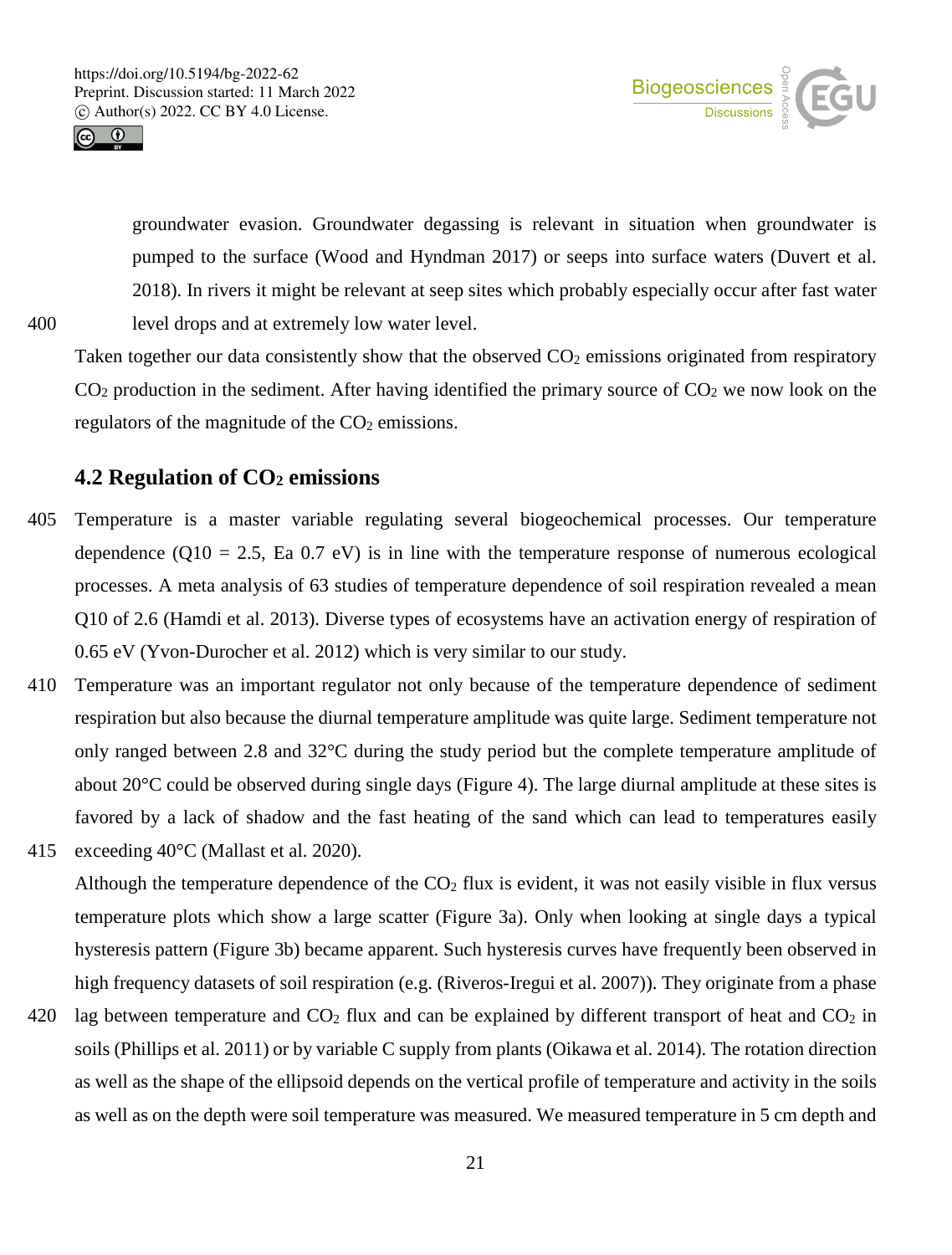groundwater evasion. Groundwater degassing is relevant in situation when groundwater is pumped to the surface (Wood and Hyndman 2017) or seeps into surface waters (Duvert et al. 2018). In rivers it might be relevant at seep sites which probably especially occur after fast water level drops and at extremely low water level.

Taken together our data consistently show that the observed $CO_2$ emissions originated from respiratory $CO_2$ production in the sediment. After having identified the primary source of $CO_2$ we now look on the regulators of the magnitude of the $CO_2$ emissions.

## 4.2 Regulation of $CO_2$ emissions

Temperature is a master variable regulating several biogeochemical processes. Our temperature dependence (Q10 = 2.5, Ea 0.7 eV) is in line with the temperature response of numerous ecological processes. A meta analysis of 63 studies of temperature dependence of soil respiration revealed a mean Q10 of 2.6 (Hamdi et al. 2013). Diverse types of ecosystems have an activation energy of respiration of 0.65 eV (Yvon-Durocher et al. 2012) which is very similar to our study.

Temperature was an important regulator not only because of the temperature dependence of sediment respiration but also because the diurnal temperature amplitude was quite large. Sediment temperature not only ranged between 2.8 and 32°C during the study period but the complete temperature amplitude of about 20°C could be observed during single days (Figure 4). The large diurnal amplitude at these sites is favored by a lack of shadow and the fast heating of the sand which can lead to temperatures easily exceeding 40°C (Mallast et al. 2020).

Although the temperature dependence of the $CO_2$ flux is evident, it was not easily visible in flux versus temperature plots which show a large scatter (Figure 3a). Only when looking at single days a typical hysteresis pattern (Figure 3b) became apparent. Such hysteresis curves have frequently been observed in high frequency datasets of soil respiration (e.g. (Riveros-Iregui et al. 2007)). They originate from a phase lag between temperature and $CO_2$ flux and can be explained by different transport of heat and $CO_2$ in soils (Phillips et al. 2011) or by variable C supply from plants (Oikawa et al. 2014). The rotation direction as well as the shape of the ellipsoid depends on the vertical profile of temperature and activity in the soils as well as on the depth were soil temperature was measured. We measured temperature in 5 cm depth and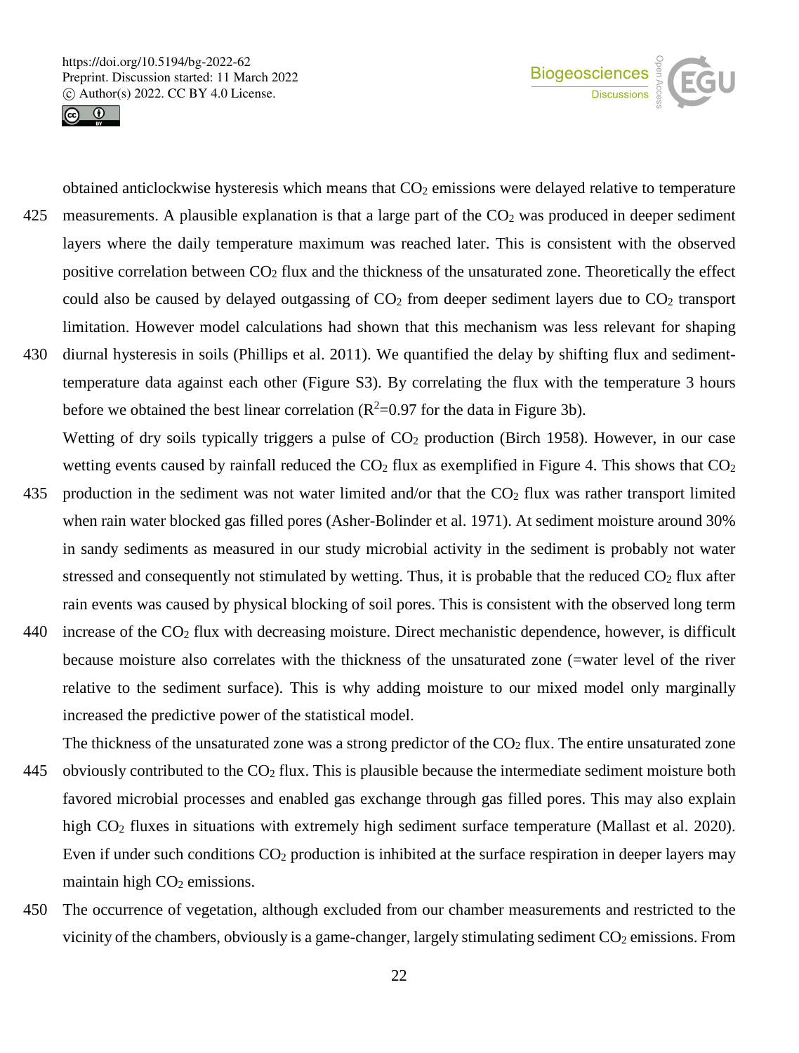obtained anticlockwise hysteresis which means that $CO_2$ emissions were delayed relative to temperature measurements. A plausible explanation is that a large part of the $CO_2$ was produced in deeper sediment layers where the daily temperature maximum was reached later. This is consistent with the observed positive correlation between $CO_2$ flux and the thickness of the unsaturated zone. Theoretically the effect could also be caused by delayed outgassing of $CO_2$ from deeper sediment layers due to $CO_2$ transport limitation. However model calculations had shown that this mechanism was less relevant for shaping diurnal hysteresis in soils (Phillips et al. 2011). We quantified the delay by shifting flux and sediment-temperature data against each other (Figure S3). By correlating the flux with the temperature 3 hours before we obtained the best linear correlation ($R^2$=0.97 for the data in Figure 3b).

Wetting of dry soils typically triggers a pulse of $CO_2$ production (Birch 1958). However, in our case wetting events caused by rainfall reduced the $CO_2$ flux as exemplified in Figure 4. This shows that $CO_2$ production in the sediment was not water limited and/or that the $CO_2$ flux was rather transport limited when rain water blocked gas filled pores (Asher-Bolinder et al. 1971). At sediment moisture around 30% in sandy sediments as measured in our study microbial activity in the sediment is probably not water stressed and consequently not stimulated by wetting. Thus, it is probable that the reduced $CO_2$ flux after rain events was caused by physical blocking of soil pores. This is consistent with the observed long term increase of the $CO_2$ flux with decreasing moisture. Direct mechanistic dependence, however, is difficult because moisture also correlates with the thickness of the unsaturated zone (=water level of the river relative to the sediment surface). This is why adding moisture to our mixed model only marginally increased the predictive power of the statistical model.

The thickness of the unsaturated zone was a strong predictor of the $CO_2$ flux. The entire unsaturated zone obviously contributed to the $CO_2$ flux. This is plausible because the intermediate sediment moisture both favored microbial processes and enabled gas exchange through gas filled pores. This may also explain high $CO_2$ fluxes in situations with extremely high sediment surface temperature (Mallast et al. 2020). Even if under such conditions $CO_2$ production is inhibited at the surface respiration in deeper layers may maintain high $CO_2$ emissions.

The occurrence of vegetation, although excluded from our chamber measurements and restricted to the vicinity of the chambers, obviously is a game-changer, largely stimulating sediment $CO_2$ emissions. From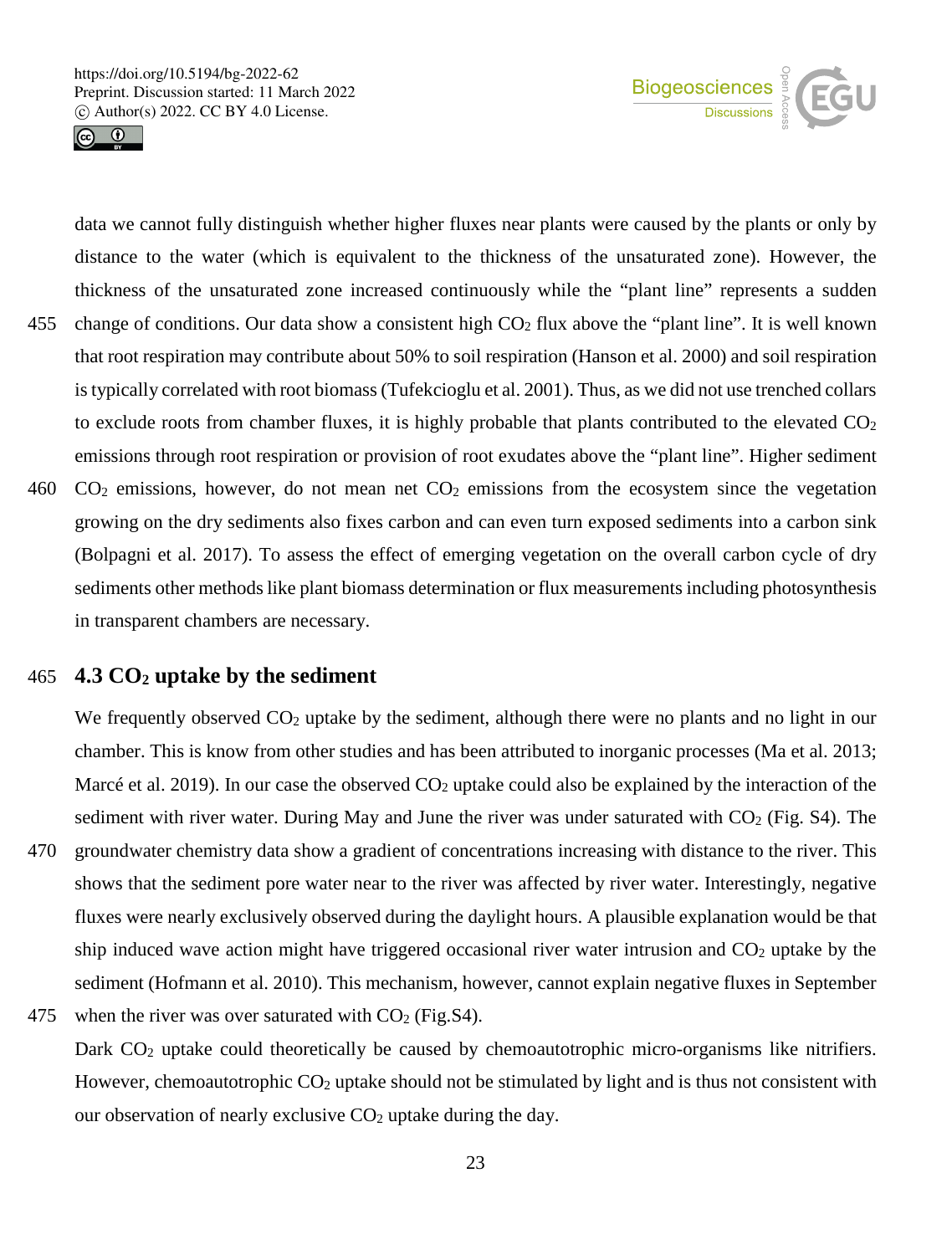data we cannot fully distinguish whether higher fluxes near plants were caused by the plants or only by distance to the water (which is equivalent to the thickness of the unsaturated zone). However, the thickness of the unsaturated zone increased continuously while the "plant line" represents a sudden change of conditions. Our data show a consistent high $CO_2$ flux above the "plant line". It is well known that root respiration may contribute about 50% to soil respiration (Hanson et al. 2000) and soil respiration is typically correlated with root biomass (Tufekcioglu et al. 2001). Thus, as we did not use trenched collars to exclude roots from chamber fluxes, it is highly probable that plants contributed to the elevated $CO_2$ emissions through root respiration or provision of root exudates above the "plant line". Higher sediment $CO_2$ emissions, however, do not mean net $CO_2$ emissions from the ecosystem since the vegetation growing on the dry sediments also fixes carbon and can even turn exposed sediments into a carbon sink (Bolpagni et al. 2017). To assess the effect of emerging vegetation on the overall carbon cycle of dry sediments other methods like plant biomass determination or flux measurements including photosynthesis in transparent chambers are necessary.

## 4.3 $CO_2$ uptake by the sediment

We frequently observed $CO_2$ uptake by the sediment, although there were no plants and no light in our chamber. This is know from other studies and has been attributed to inorganic processes (Ma et al. 2013; Marcé et al. 2019). In our case the observed $CO_2$ uptake could also be explained by the interaction of the sediment with river water. During May and June the river was under saturated with $CO_2$ (Fig. S4). The groundwater chemistry data show a gradient of concentrations increasing with distance to the river. This shows that the sediment pore water near to the river was affected by river water. Interestingly, negative fluxes were nearly exclusively observed during the daylight hours. A plausible explanation would be that ship induced wave action might have triggered occasional river water intrusion and $CO_2$ uptake by the sediment (Hofmann et al. 2010). This mechanism, however, cannot explain negative fluxes in September when the river was over saturated with $CO_2$ (Fig.S4).

Dark $CO_2$ uptake could theoretically be caused by chemoautotrophic micro-organisms like nitrifiers. However, chemoautotrophic $CO_2$ uptake should not be stimulated by light and is thus not consistent with our observation of nearly exclusive $CO_2$ uptake during the day.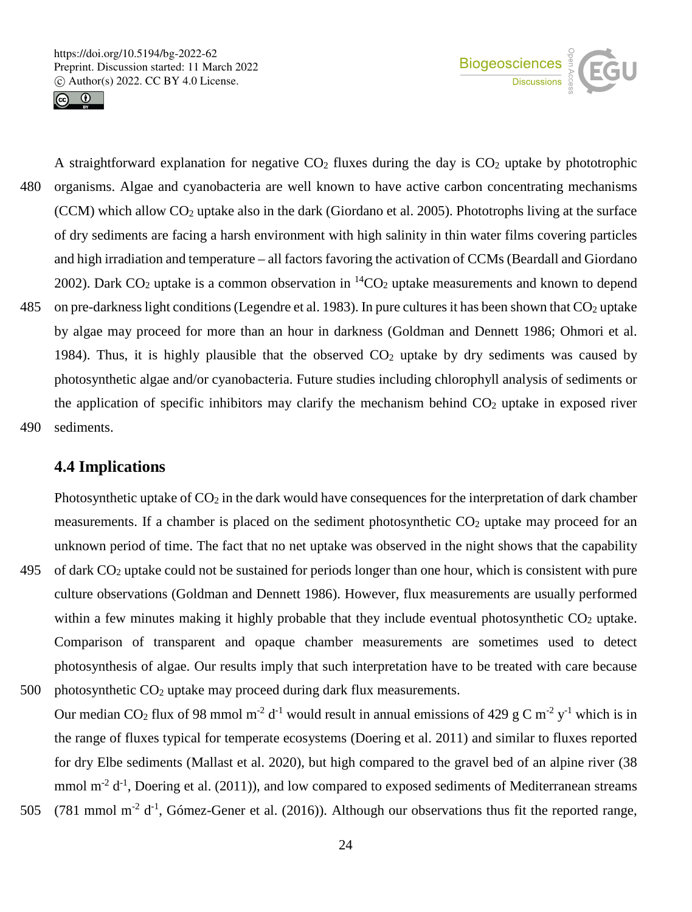A straightforward explanation for negative $CO_2$ fluxes during the day is $CO_2$ uptake by phototrophic organisms. Algae and cyanobacteria are well known to have active carbon concentrating mechanisms (CCM) which allow $CO_2$ uptake also in the dark (Giordano et al. 2005). Phototrophs living at the surface of dry sediments are facing a harsh environment with high salinity in thin water films covering particles and high irradiation and temperature – all factors favoring the activation of CCMs (Beardall and Giordano 2002). Dark $CO_2$ uptake is a common observation in $^{14}CO_2$ uptake measurements and known to depend on pre-darkness light conditions (Legendre et al. 1983). In pure cultures it has been shown that $CO_2$ uptake by algae may proceed for more than an hour in darkness (Goldman and Dennett 1986; Ohmori et al. 1984). Thus, it is highly plausible that the observed $CO_2$ uptake by dry sediments was caused by photosynthetic algae and/or cyanobacteria. Future studies including chlorophyll analysis of sediments or the application of specific inhibitors may clarify the mechanism behind $CO_2$ uptake in exposed river sediments.

## 4.4 Implications

Photosynthetic uptake of $CO_2$ in the dark would have consequences for the interpretation of dark chamber measurements. If a chamber is placed on the sediment photosynthetic $CO_2$ uptake may proceed for an unknown period of time. The fact that no net uptake was observed in the night shows that the capability of dark $CO_2$ uptake could not be sustained for periods longer than one hour, which is consistent with pure culture observations (Goldman and Dennett 1986). However, flux measurements are usually performed within a few minutes making it highly probable that they include eventual photosynthetic $CO_2$ uptake. Comparison of transparent and opaque chamber measurements are sometimes used to detect photosynthesis of algae. Our results imply that such interpretation have to be treated with care because photosynthetic $CO_2$ uptake may proceed during dark flux measurements.

Our median $CO_2$ flux of 98 mmol $m^{-2}$ $d^{-1}$ would result in annual emissions of 429 g C $m^{-2}$ $y^{-1}$ which is in the range of fluxes typical for temperate ecosystems (Doering et al. 2011) and similar to fluxes reported for dry Elbe sediments (Mallast et al. 2020), but high compared to the gravel bed of an alpine river (38 mmol $m^{-2}$ $d^{-1}$, Doering et al. (2011)), and low compared to exposed sediments of Mediterranean streams (781 mmol $m^{-2}$ $d^{-1}$, Gómez-Gener et al. (2016)). Although our observations thus fit the reported range,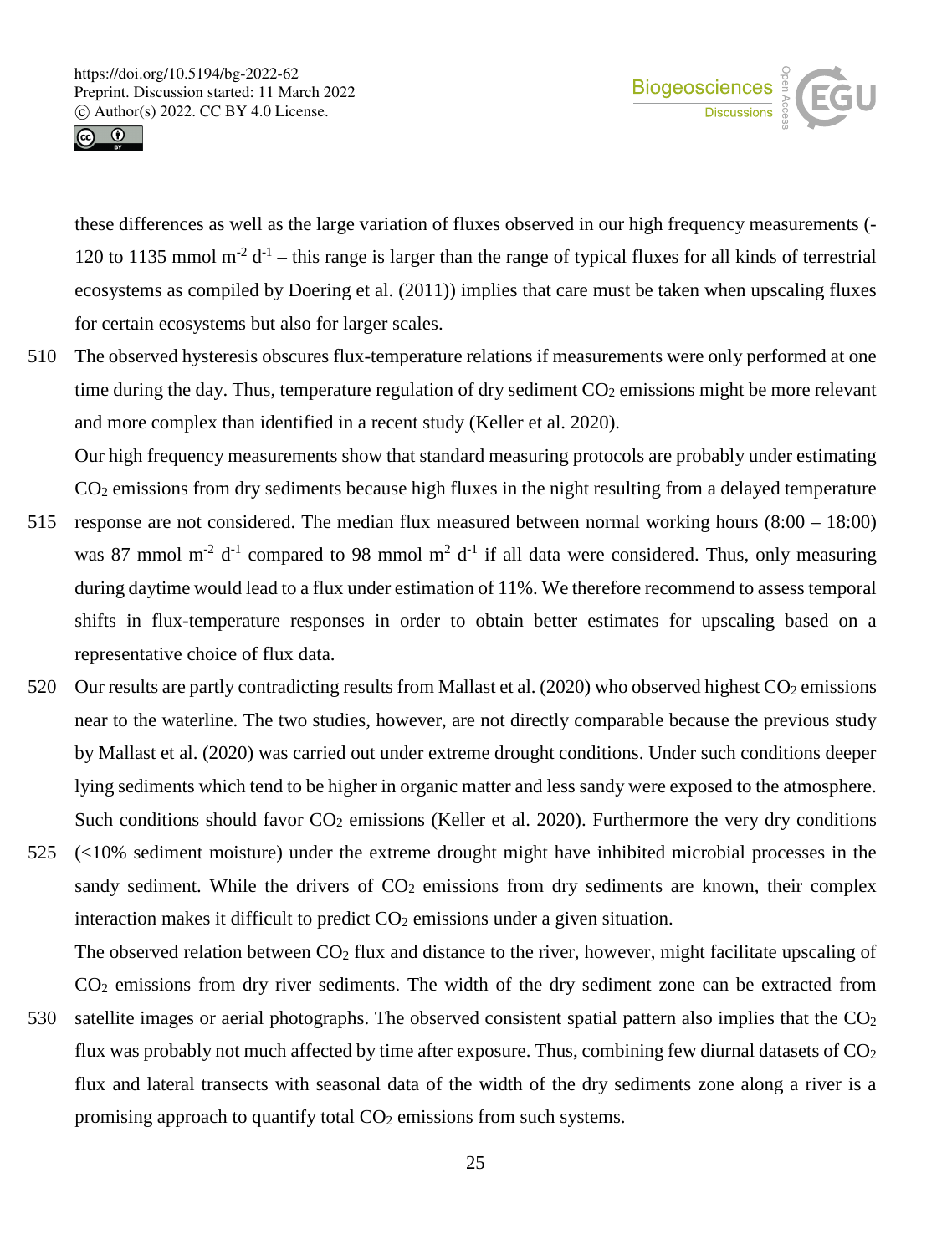these differences as well as the large variation of fluxes observed in our high frequency measurements (-120 to 1135 mmol m$^{-2}$ d$^{-1}$ – this range is larger than the range of typical fluxes for all kinds of terrestrial ecosystems as compiled by Doering et al. (2011)) implies that care must be taken when upscaling fluxes for certain ecosystems but also for larger scales.

The observed hysteresis obscures flux-temperature relations if measurements were only performed at one time during the day. Thus, temperature regulation of dry sediment $CO_2$ emissions might be more relevant and more complex than identified in a recent study (Keller et al. 2020).

Our high frequency measurements show that standard measuring protocols are probably under estimating $CO_2$ emissions from dry sediments because high fluxes in the night resulting from a delayed temperature response are not considered. The median flux measured between normal working hours (8:00 – 18:00) was 87 mmol m$^{-2}$ d$^{-1}$ compared to 98 mmol m$^{2}$ d$^{-1}$ if all data were considered. Thus, only measuring during daytime would lead to a flux under estimation of 11%. We therefore recommend to assess temporal shifts in flux-temperature responses in order to obtain better estimates for upscaling based on a representative choice of flux data.

Our results are partly contradicting results from Mallast et al. (2020) who observed highest $CO_2$ emissions near to the waterline. The two studies, however, are not directly comparable because the previous study by Mallast et al. (2020) was carried out under extreme drought conditions. Under such conditions deeper lying sediments which tend to be higher in organic matter and less sandy were exposed to the atmosphere. Such conditions should favor $CO_2$ emissions (Keller et al. 2020). Furthermore the very dry conditions (<10% sediment moisture) under the extreme drought might have inhibited microbial processes in the sandy sediment. While the drivers of $CO_2$ emissions from dry sediments are known, their complex interaction makes it difficult to predict $CO_2$ emissions under a given situation.

The observed relation between $CO_2$ flux and distance to the river, however, might facilitate upscaling of $CO_2$ emissions from dry river sediments. The width of the dry sediment zone can be extracted from satellite images or aerial photographs. The observed consistent spatial pattern also implies that the $CO_2$ flux was probably not much affected by time after exposure. Thus, combining few diurnal datasets of $CO_2$ flux and lateral transects with seasonal data of the width of the dry sediments zone along a river is a promising approach to quantify total $CO_2$ emissions from such systems.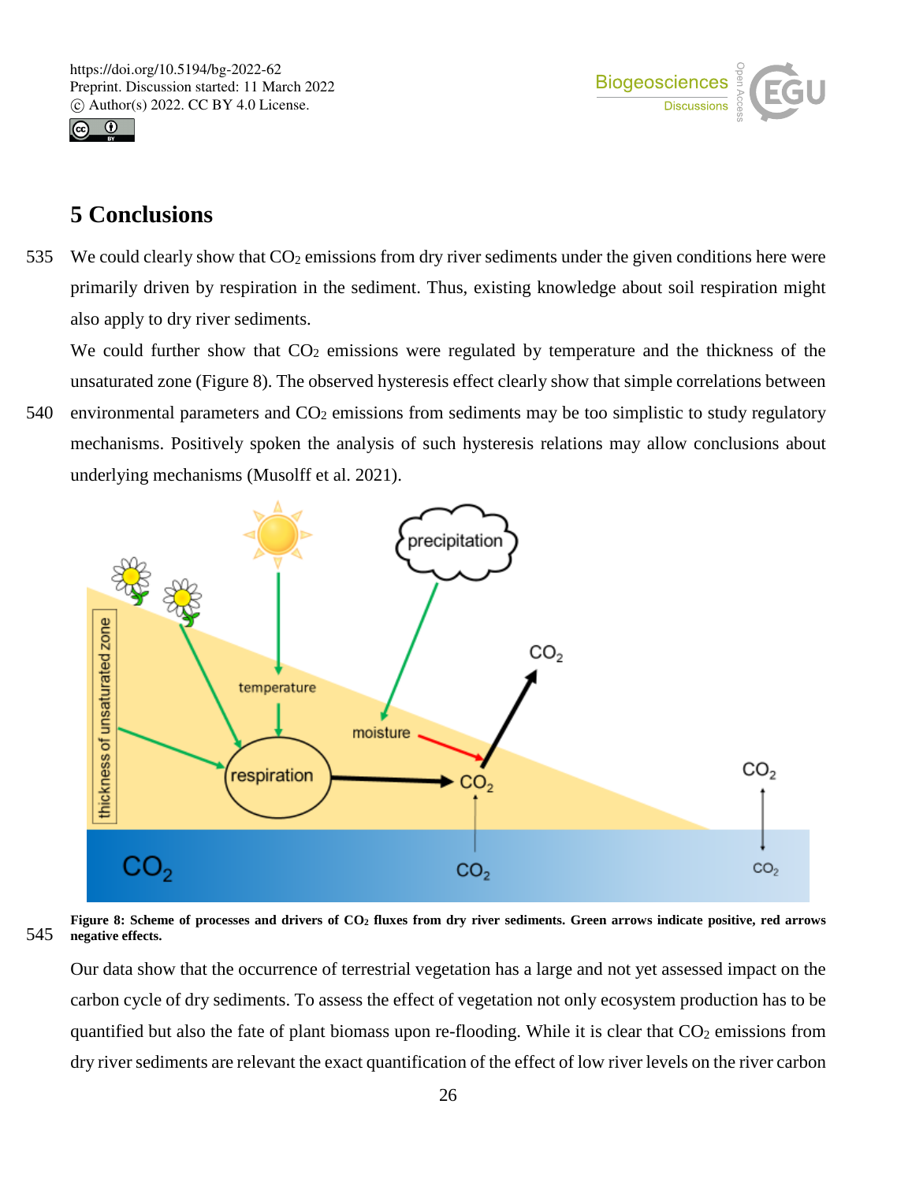# 5 Conclusions

We could clearly show that $CO_2$ emissions from dry river sediments under the given conditions here were primarily driven by respiration in the sediment. Thus, existing knowledge about soil respiration might also apply to dry river sediments.

We could further show that $CO_2$ emissions were regulated by temperature and the thickness of the unsaturated zone (Figure 8). The observed hysteresis effect clearly show that simple correlations between environmental parameters and $CO_2$ emissions from sediments may be too simplistic to study regulatory mechanisms. Positively spoken the analysis of such hysteresis relations may allow conclusions about underlying mechanisms (Musolff et al. 2021).

**Figure 8: Scheme of processes and drivers of $CO_2$ fluxes from dry river sediments. Green arrows indicate positive, red arrows negative effects.**

Our data show that the occurrence of terrestrial vegetation has a large and not yet assessed impact on the carbon cycle of dry sediments. To assess the effect of vegetation not only ecosystem production has to be quantified but also the fate of plant biomass upon re-flooding. While it is clear that $CO_2$ emissions from dry river sediments are relevant the exact quantification of the effect of low river levels on the river carbon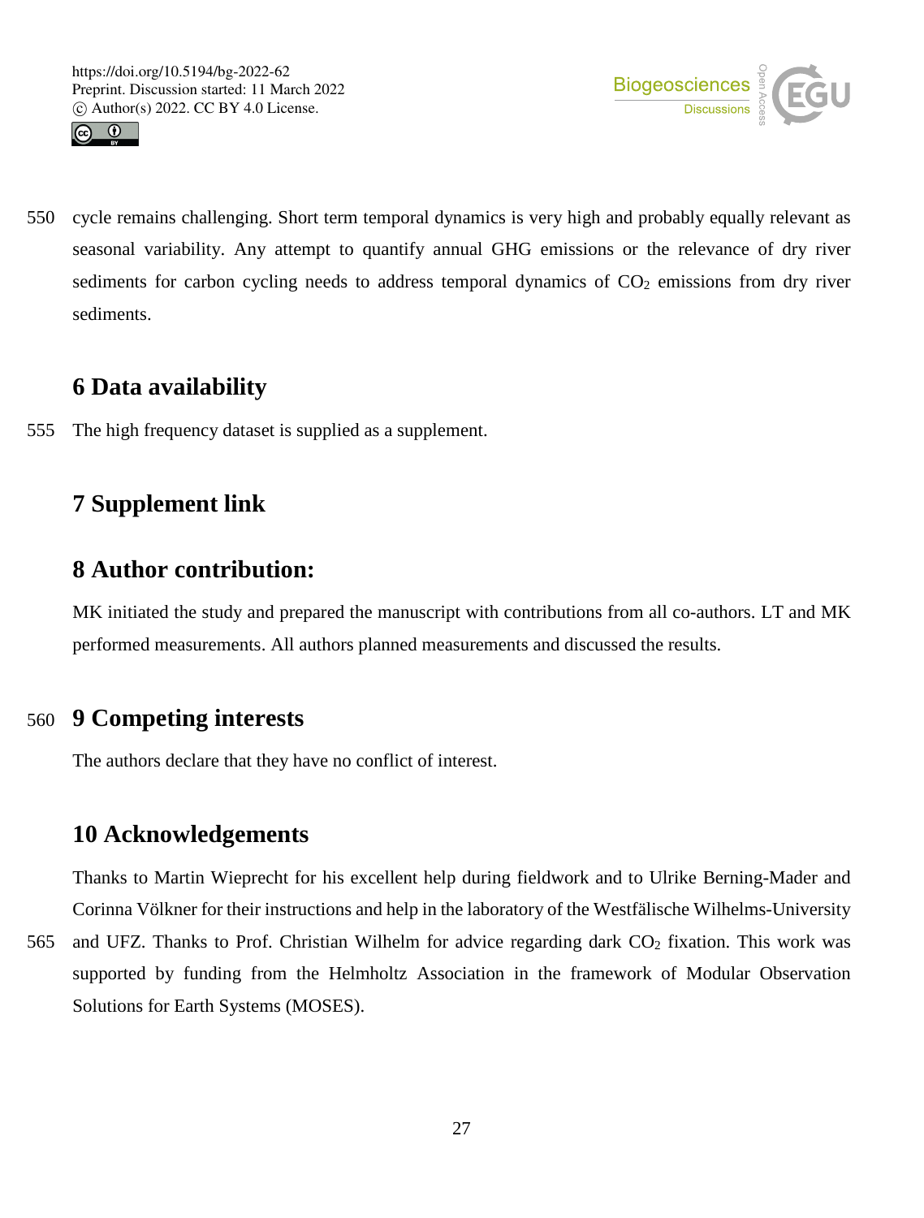cycle remains challenging. Short term temporal dynamics is very high and probably equally relevant as seasonal variability. Any attempt to quantify annual GHG emissions or the relevance of dry river sediments for carbon cycling needs to address temporal dynamics of $CO_2$ emissions from dry river sediments.

## 6 Data availability

The high frequency dataset is supplied as a supplement.

## 7 Supplement link

## 8 Author contribution:

MK initiated the study and prepared the manuscript with contributions from all co-authors. LT and MK performed measurements. All authors planned measurements and discussed the results.

## 9 Competing interests

The authors declare that they have no conflict of interest.

## 10 Acknowledgements

Thanks to Martin Wieprecht for his excellent help during fieldwork and to Ulrike Berning-Mader and Corinna Völkner for their instructions and help in the laboratory of the Westfälische Wilhelms-University and UFZ. Thanks to Prof. Christian Wilhelm for advice regarding dark $CO_2$ fixation. This work was supported by funding from the Helmholtz Association in the framework of Modular Observation Solutions for Earth Systems (MOSES).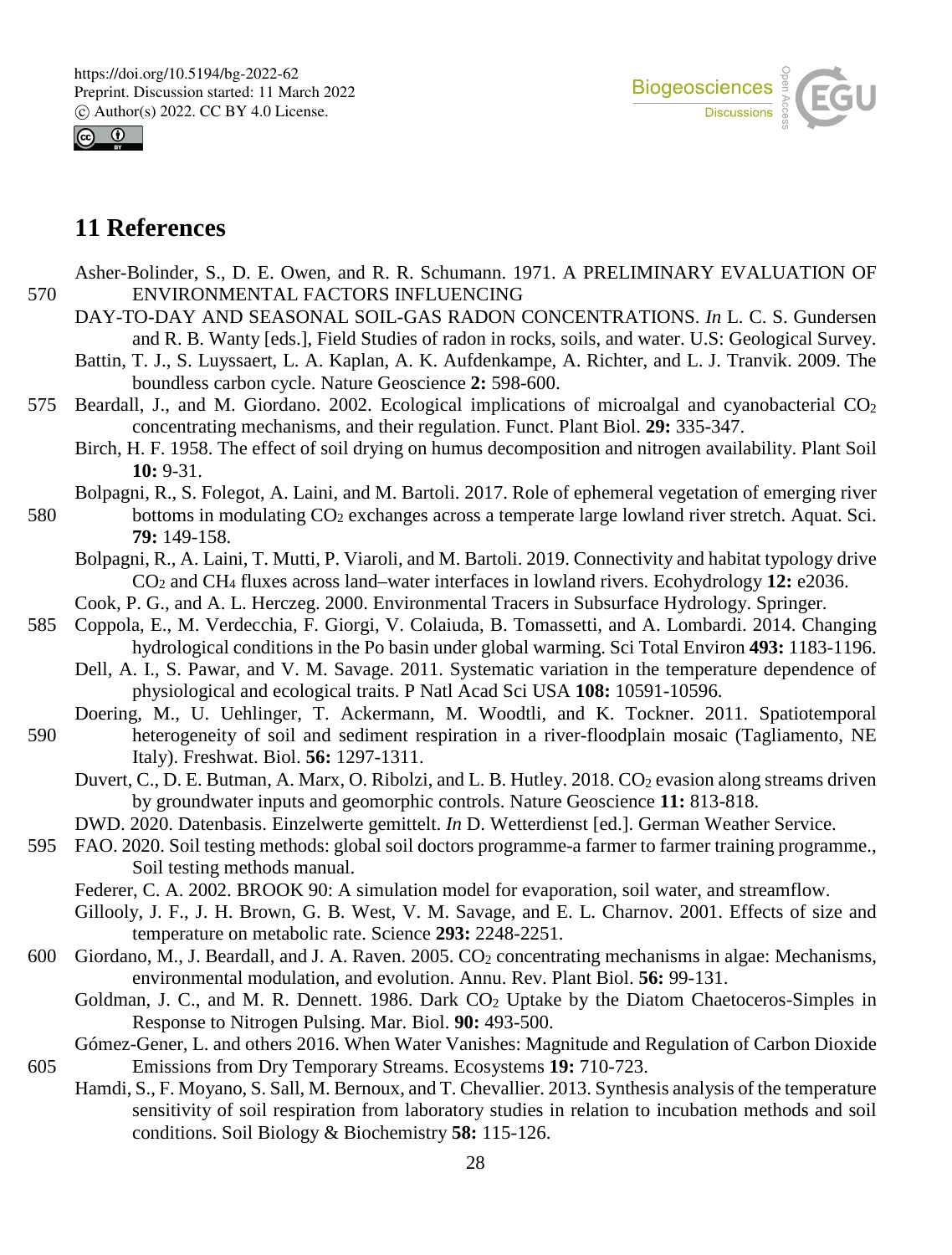# 11 References

Asher-Bolinder, S., D. E. Owen, and R. R. Schumann. 1971. A PRELIMINARY EVALUATION OF ENVIRONMENTAL FACTORS INFLUENCING DAY-TO-DAY AND SEASONAL SOIL-GAS RADON CONCENTRATIONS. *In* L. C. S. Gundersen and R. B. Wanty [eds.], Field Studies of radon in rocks, soils, and water. U.S: Geological Survey.

Battin, T. J., S. Luyssaert, L. A. Kaplan, A. K. Aufdenkampe, A. Richter, and L. J. Tranvik. 2009. The boundless carbon cycle. Nature Geoscience **2:** 598-600.

Beardall, J., and M. Giordano. 2002. Ecological implications of microalgal and cyanobacterial $CO_2$ concentrating mechanisms, and their regulation. Funct. Plant Biol. **29:** 335-347.

Birch, H. F. 1958. The effect of soil drying on humus decomposition and nitrogen availability. Plant Soil **10:** 9-31.

Bolpagni, R., S. Folegot, A. Laini, and M. Bartoli. 2017. Role of ephemeral vegetation of emerging river bottoms in modulating $CO_2$ exchanges across a temperate large lowland river stretch. Aquat. Sci. **79:** 149-158.

Bolpagni, R., A. Laini, T. Mutti, P. Viaroli, and M. Bartoli. 2019. Connectivity and habitat typology drive $CO_2$ and $CH_4$ fluxes across land–water interfaces in lowland rivers. Ecohydrology **12:** e2036.

Cook, P. G., and A. L. Herczeg. 2000. Environmental Tracers in Subsurface Hydrology. Springer.

Coppola, E., M. Verdecchia, F. Giorgi, V. Colaiuda, B. Tomassetti, and A. Lombardi. 2014. Changing hydrological conditions in the Po basin under global warming. Sci Total Environ **493:** 1183-1196.

Dell, A. I., S. Pawar, and V. M. Savage. 2011. Systematic variation in the temperature dependence of physiological and ecological traits. P Natl Acad Sci USA **108:** 10591-10596.

Doering, M., U. Uehlinger, T. Ackermann, M. Woodtli, and K. Tockner. 2011. Spatiotemporal heterogeneity of soil and sediment respiration in a river-floodplain mosaic (Tagliamento, NE Italy). Freshwat. Biol. **56:** 1297-1311.

Duvert, C., D. E. Butman, A. Marx, O. Ribolzi, and L. B. Hutley. 2018. $CO_2$ evasion along streams driven by groundwater inputs and geomorphic controls. Nature Geoscience **11:** 813-818.

DWD. 2020. Datenbasis. Einzelwerte gemittelt. *In* D. Wetterdienst [ed.]. German Weather Service.

FAO. 2020. Soil testing methods: global soil doctors programme-a farmer to farmer training programme., Soil testing methods manual.

Federer, C. A. 2002. BROOK 90: A simulation model for evaporation, soil water, and streamflow.

Gillooly, J. F., J. H. Brown, G. B. West, V. M. Savage, and E. L. Charnov. 2001. Effects of size and temperature on metabolic rate. Science **293:** 2248-2251.

Giordano, M., J. Beardall, and J. A. Raven. 2005. $CO_2$ concentrating mechanisms in algae: Mechanisms, environmental modulation, and evolution. Annu. Rev. Plant Biol. **56:** 99-131.

Goldman, J. C., and M. R. Dennett. 1986. Dark $CO_2$ Uptake by the Diatom Chaetoceros-Simples in Response to Nitrogen Pulsing. Mar. Biol. **90:** 493-500.

Gómez-Gener, L. and others 2016. When Water Vanishes: Magnitude and Regulation of Carbon Dioxide Emissions from Dry Temporary Streams. Ecosystems **19:** 710-723.

Hamdi, S., F. Moyano, S. Sall, M. Bernoux, and T. Chevallier. 2013. Synthesis analysis of the temperature sensitivity of soil respiration from laboratory studies in relation to incubation methods and soil conditions. Soil Biology & Biochemistry **58:** 115-126.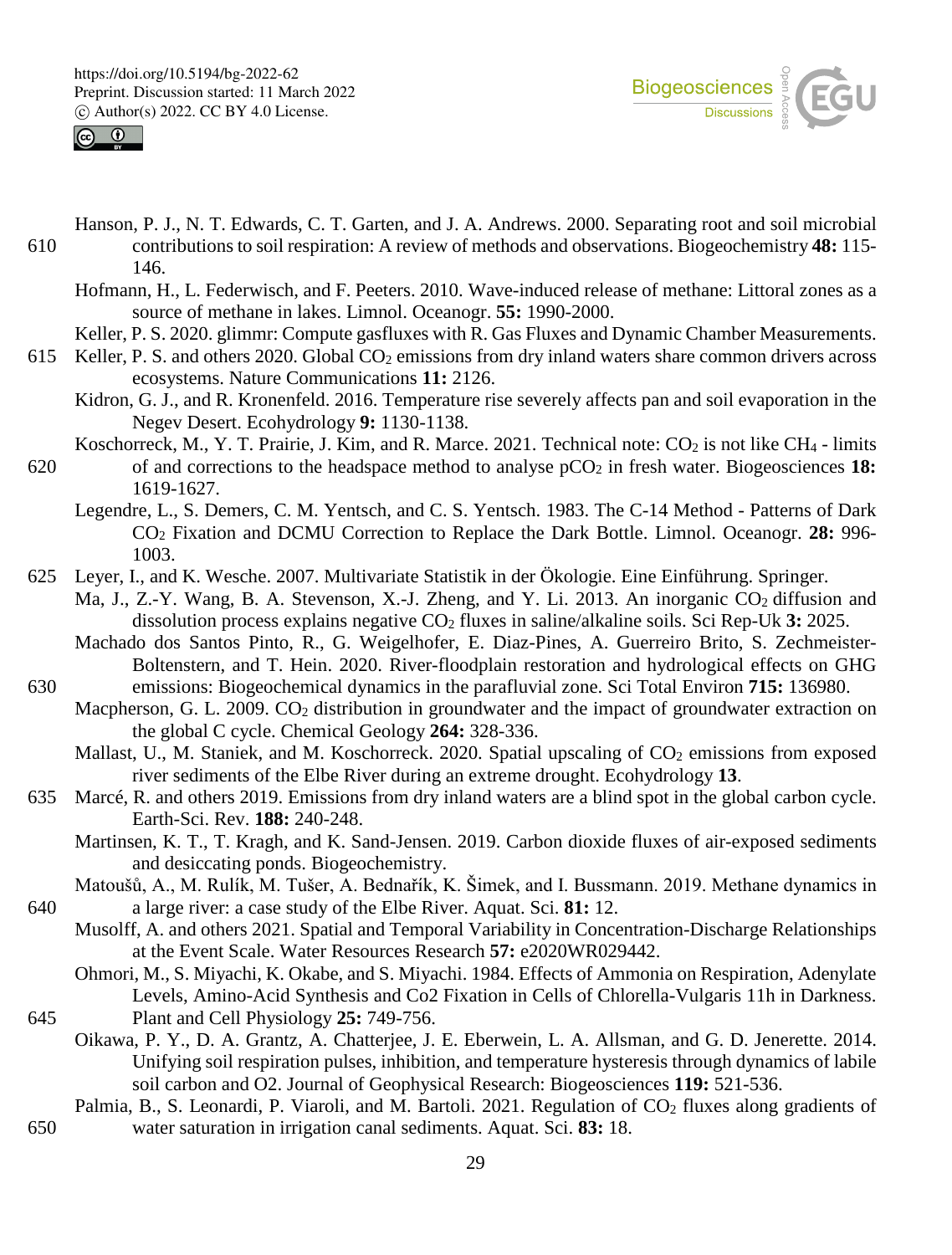Hanson, P. J., N. T. Edwards, C. T. Garten, and J. A. Andrews. 2000. Separating root and soil microbial contributions to soil respiration: A review of methods and observations. Biogeochemistry **48:** 115-146.

Hofmann, H., L. Federwisch, and F. Peeters. 2010. Wave-induced release of methane: Littoral zones as a source of methane in lakes. Limnol. Oceanogr. **55:** 1990-2000.

Keller, P. S. 2020. glimmr: Compute gasfluxes with R. Gas Fluxes and Dynamic Chamber Measurements.

Keller, P. S. and others 2020. Global $CO_2$ emissions from dry inland waters share common drivers across ecosystems. Nature Communications **11:** 2126.

Kidron, G. J., and R. Kronenfeld. 2016. Temperature rise severely affects pan and soil evaporation in the Negev Desert. Ecohydrology **9:** 1130-1138.

Koschorreck, M., Y. T. Prairie, J. Kim, and R. Marce. 2021. Technical note: $CO_2$ is not like $CH_4$ - limits of and corrections to the headspace method to analyse $pCO_2$ in fresh water. Biogeosciences **18:** 1619-1627.

Legendre, L., S. Demers, C. M. Yentsch, and C. S. Yentsch. 1983. The C-14 Method - Patterns of Dark $CO_2$ Fixation and DCMU Correction to Replace the Dark Bottle. Limnol. Oceanogr. **28:** 996-1003.

Leyer, I., and K. Wesche. 2007. Multivariate Statistik in der Ökologie. Eine Einführung. Springer.

Ma, J., Z.-Y. Wang, B. A. Stevenson, X.-J. Zheng, and Y. Li. 2013. An inorganic $CO_2$ diffusion and dissolution process explains negative $CO_2$ fluxes in saline/alkaline soils. Sci Rep-Uk **3:** 2025.

Machado dos Santos Pinto, R., G. Weigelhofer, E. Diaz-Pines, A. Guerreiro Brito, S. Zechmeister-Boltenstern, and T. Hein. 2020. River-floodplain restoration and hydrological effects on GHG emissions: Biogeochemical dynamics in the parafluvial zone. Sci Total Environ **715:** 136980.

Macpherson, G. L. 2009. $CO_2$ distribution in groundwater and the impact of groundwater extraction on the global C cycle. Chemical Geology **264:** 328-336.

Mallast, U., M. Staniek, and M. Koschorreck. 2020. Spatial upscaling of $CO_2$ emissions from exposed river sediments of the Elbe River during an extreme drought. Ecohydrology **13**.

Marcé, R. and others 2019. Emissions from dry inland waters are a blind spot in the global carbon cycle. Earth-Sci. Rev. **188:** 240-248.

Martinsen, K. T., T. Kragh, and K. Sand-Jensen. 2019. Carbon dioxide fluxes of air-exposed sediments and desiccating ponds. Biogeochemistry.

Matoušů, A., M. Rulík, M. Tušer, A. Bednařík, K. Šimek, and I. Bussmann. 2019. Methane dynamics in a large river: a case study of the Elbe River. Aquat. Sci. **81:** 12.

Musolff, A. and others 2021. Spatial and Temporal Variability in Concentration-Discharge Relationships at the Event Scale. Water Resources Research **57:** e2020WR029442.

Ohmori, M., S. Miyachi, K. Okabe, and S. Miyachi. 1984. Effects of Ammonia on Respiration, Adenylate Levels, Amino-Acid Synthesis and Co2 Fixation in Cells of Chlorella-Vulgaris 11h in Darkness. Plant and Cell Physiology **25:** 749-756.

Oikawa, P. Y., D. A. Grantz, A. Chatterjee, J. E. Eberwein, L. A. Allsman, and G. D. Jenerette. 2014. Unifying soil respiration pulses, inhibition, and temperature hysteresis through dynamics of labile soil carbon and O2. Journal of Geophysical Research: Biogeosciences **119:** 521-536.

Palmia, B., S. Leonardi, P. Viaroli, and M. Bartoli. 2021. Regulation of $CO_2$ fluxes along gradients of water saturation in irrigation canal sediments. Aquat. Sci. **83:** 18.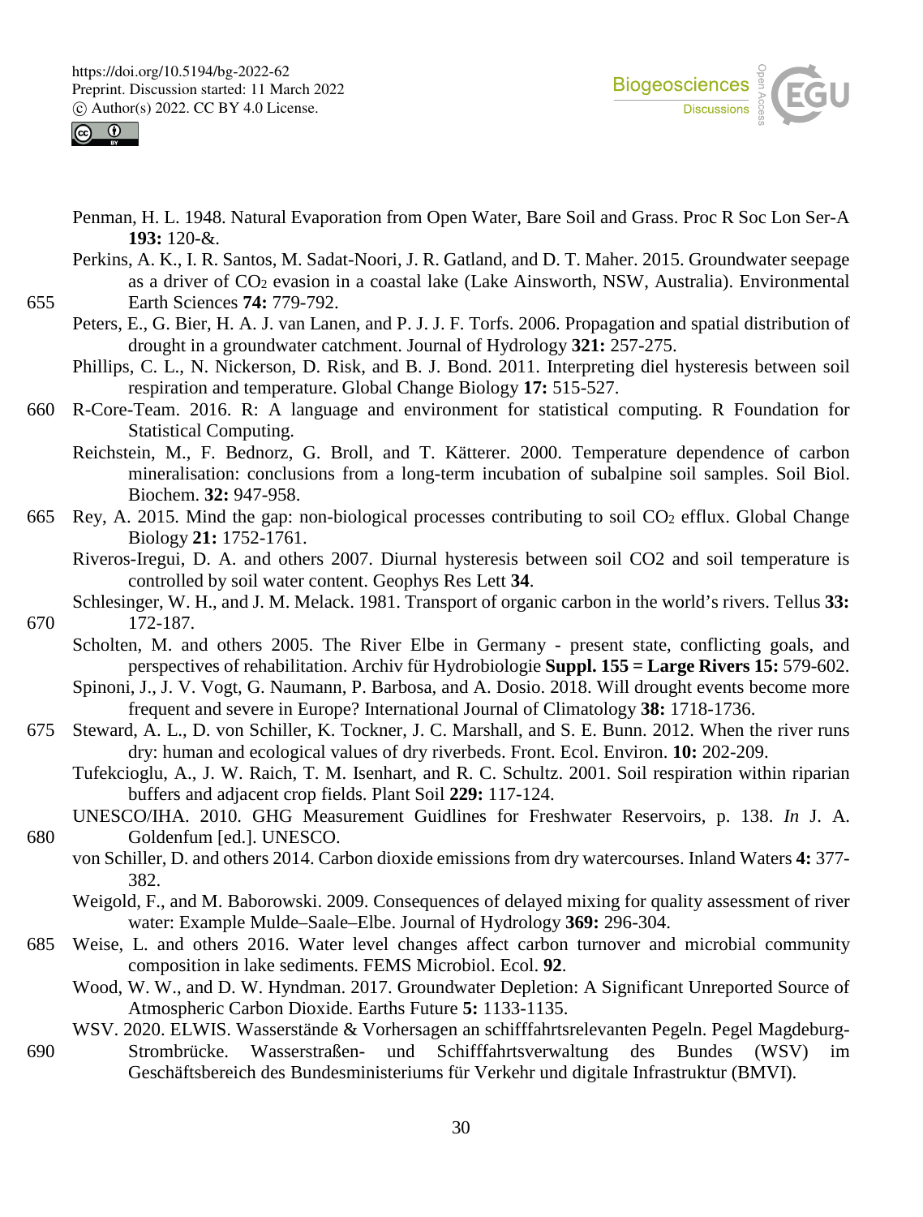Penman, H. L. 1948. Natural Evaporation from Open Water, Bare Soil and Grass. Proc R Soc Lon Ser-A **193:** 120-&.

Perkins, A. K., I. R. Santos, M. Sadat-Noori, J. R. Gatland, and D. T. Maher. 2015. Groundwater seepage as a driver of $CO_2$ evasion in a coastal lake (Lake Ainsworth, NSW, Australia). Environmental Earth Sciences **74:** 779-792.

Peters, E., G. Bier, H. A. J. van Lanen, and P. J. J. F. Torfs. 2006. Propagation and spatial distribution of drought in a groundwater catchment. Journal of Hydrology **321:** 257-275.

Phillips, C. L., N. Nickerson, D. Risk, and B. J. Bond. 2011. Interpreting diel hysteresis between soil respiration and temperature. Global Change Biology **17:** 515-527.

R-Core-Team. 2016. R: A language and environment for statistical computing. R Foundation for Statistical Computing.

Reichstein, M., F. Bednorz, G. Broll, and T. Kätterer. 2000. Temperature dependence of carbon mineralisation: conclusions from a long-term incubation of subalpine soil samples. Soil Biol. Biochem. **32:** 947-958.

Rey, A. 2015. Mind the gap: non-biological processes contributing to soil $CO_2$ efflux. Global Change Biology **21:** 1752-1761.

Riveros-Iregui, D. A. and others 2007. Diurnal hysteresis between soil CO2 and soil temperature is controlled by soil water content. Geophys Res Lett **34**.

Schlesinger, W. H., and J. M. Melack. 1981. Transport of organic carbon in the world's rivers. Tellus **33:** 172-187.

Scholten, M. and others 2005. The River Elbe in Germany - present state, conflicting goals, and perspectives of rehabilitation. Archiv für Hydrobiologie **Suppl. 155 = Large Rivers 15:** 579-602.

Spinoni, J., J. V. Vogt, G. Naumann, P. Barbosa, and A. Dosio. 2018. Will drought events become more frequent and severe in Europe? International Journal of Climatology **38:** 1718-1736.

Steward, A. L., D. von Schiller, K. Tockner, J. C. Marshall, and S. E. Bunn. 2012. When the river runs dry: human and ecological values of dry riverbeds. Front. Ecol. Environ. **10:** 202-209.

Tufekcioglu, A., J. W. Raich, T. M. Isenhart, and R. C. Schultz. 2001. Soil respiration within riparian buffers and adjacent crop fields. Plant Soil **229:** 117-124.

UNESCO/IHA. 2010. GHG Measurement Guidlines for Freshwater Reservoirs, p. 138. *In* J. A. Goldenfum [ed.]. UNESCO.

von Schiller, D. and others 2014. Carbon dioxide emissions from dry watercourses. Inland Waters **4:** 377-382.

Weigold, F., and M. Baborowski. 2009. Consequences of delayed mixing for quality assessment of river water: Example Mulde–Saale–Elbe. Journal of Hydrology **369:** 296-304.

Weise, L. and others 2016. Water level changes affect carbon turnover and microbial community composition in lake sediments. FEMS Microbiol. Ecol. **92**.

Wood, W. W., and D. W. Hyndman. 2017. Groundwater Depletion: A Significant Unreported Source of Atmospheric Carbon Dioxide. Earths Future **5:** 1133-1135.

WSV. 2020. ELWIS. Wasserstände & Vorhersagen an schifffahrtsrelevanten Pegeln. Pegel Magdeburg-Strombrücke. Wasserstraßen- und Schifffahrtsverwaltung des Bundes (WSV) im Geschäftsbereich des Bundesministeriums für Verkehr und digitale Infrastruktur (BMVI).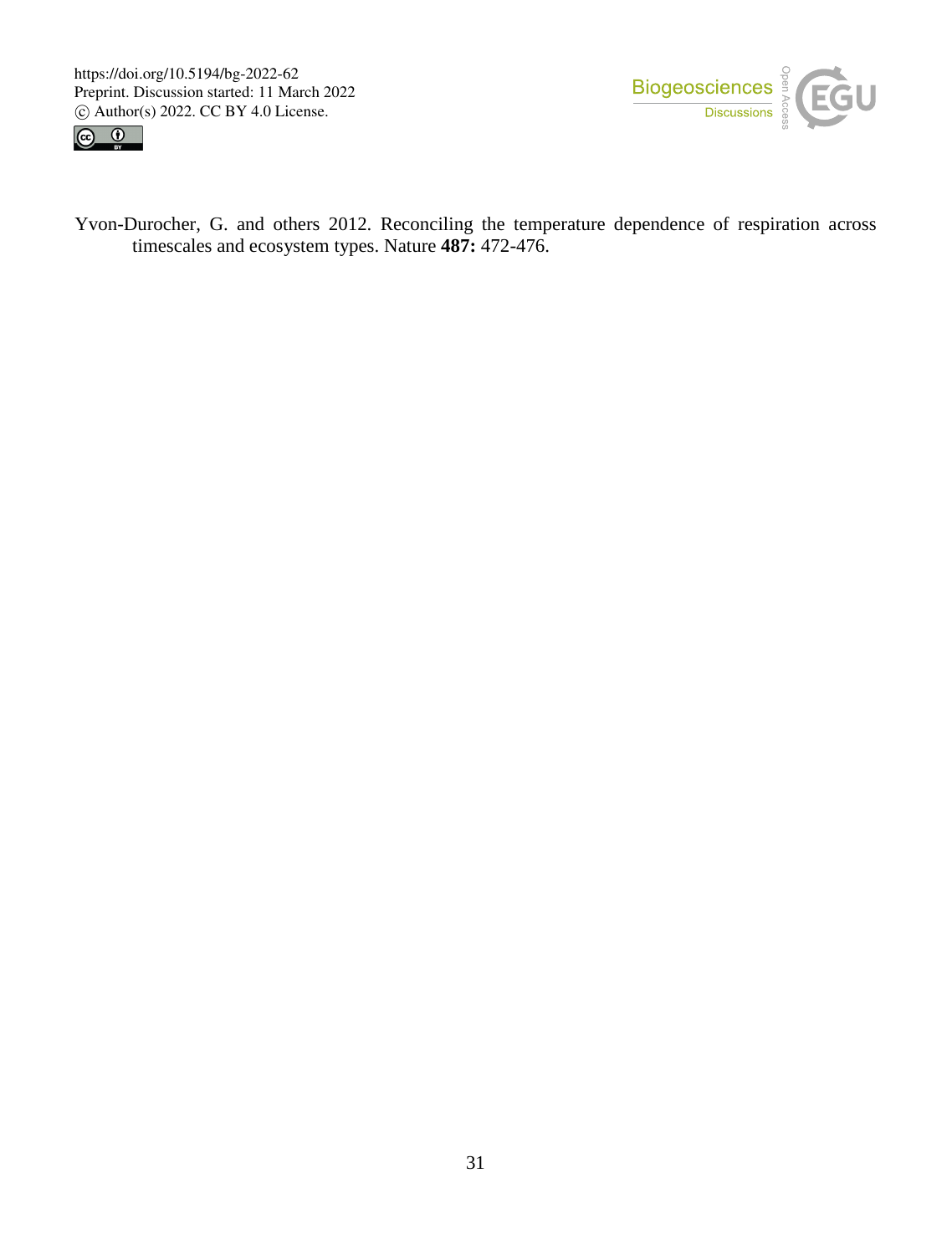Yvon-Durocher, G. and others 2012. Reconciling the temperature dependence of respiration across timescales and ecosystem types. Nature **487:** 472-476.